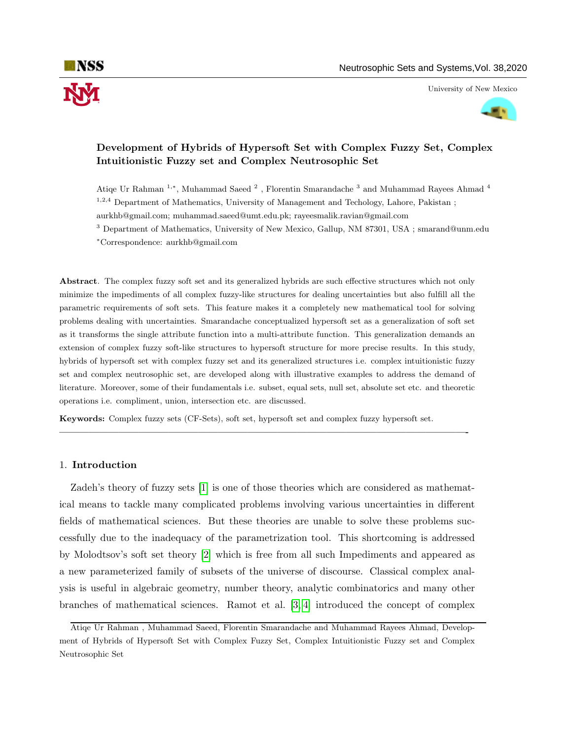# Development of Hybrids of Hypersoft Set with Complex Fuzzy Set, Complex Intuitionistic Fuzzy set and Complex Neutrosophic Set

Atiqe Ur Rahman [1,*], Muhammad Saeed [2] , Florentin Smarandache [3] and Muhammad Rayees Ahmad [4]

[1,2,4] Department of Mathematics, University of Management and Techology, Lahore, Pakistan ; aurkhb@gmail.com; muhammad.saeed@umt.edu.pk; rayeesmalik.ravian@gmail.com

[3] Department of Mathematics, University of New Mexico, Gallup, NM 87301, USA ; smarand@unm.edu

[*]Correspondence: aurkhb@gmail.com

**Abstract**. The complex fuzzy soft set and its generalized hybrids are such effective structures which not only minimize the impediments of all complex fuzzy-like structures for dealing uncertainties but also fulfill all the parametric requirements of soft sets. This feature makes it a completely new mathematical tool for solving problems dealing with uncertainties. Smarandache conceptualized hypersoft set as a generalization of soft set as it transforms the single attribute function into a multi-attribute function. This generalization demands an extension of complex fuzzy soft-like structures to hypersoft structure for more precise results. In this study, hybrids of hypersoft set with complex fuzzy set and its generalized structures i.e. complex intuitionistic fuzzy set and complex neutrosophic set, are developed along with illustrative examples to address the demand of literature. Moreover, some of their fundamentals i.e. subset, equal sets, null set, absolute set etc. and theoretic operations i.e. compliment, union, intersection etc. are discussed.

**Keywords:** Complex fuzzy sets (CF-Sets), soft set, hypersoft set and complex fuzzy hypersoft set.

---

## 1. Introduction

Zadeh's theory of fuzzy sets [1] is one of those theories which are considered as mathematical means to tackle many complicated problems involving various uncertainties in different fields of mathematical sciences. But these theories are unable to solve these problems successfully due to the inadequacy of the parametrization tool. This shortcoming is addressed by Molodtsov's soft set theory [2] which is free from all such Impediments and appeared as a new parameterized family of subsets of the universe of discourse. Classical complex analysis is useful in algebraic geometry, number theory, analytic combinatorics and many other branches of mathematical sciences. Ramot et al. [3, 4] introduced the concept of complex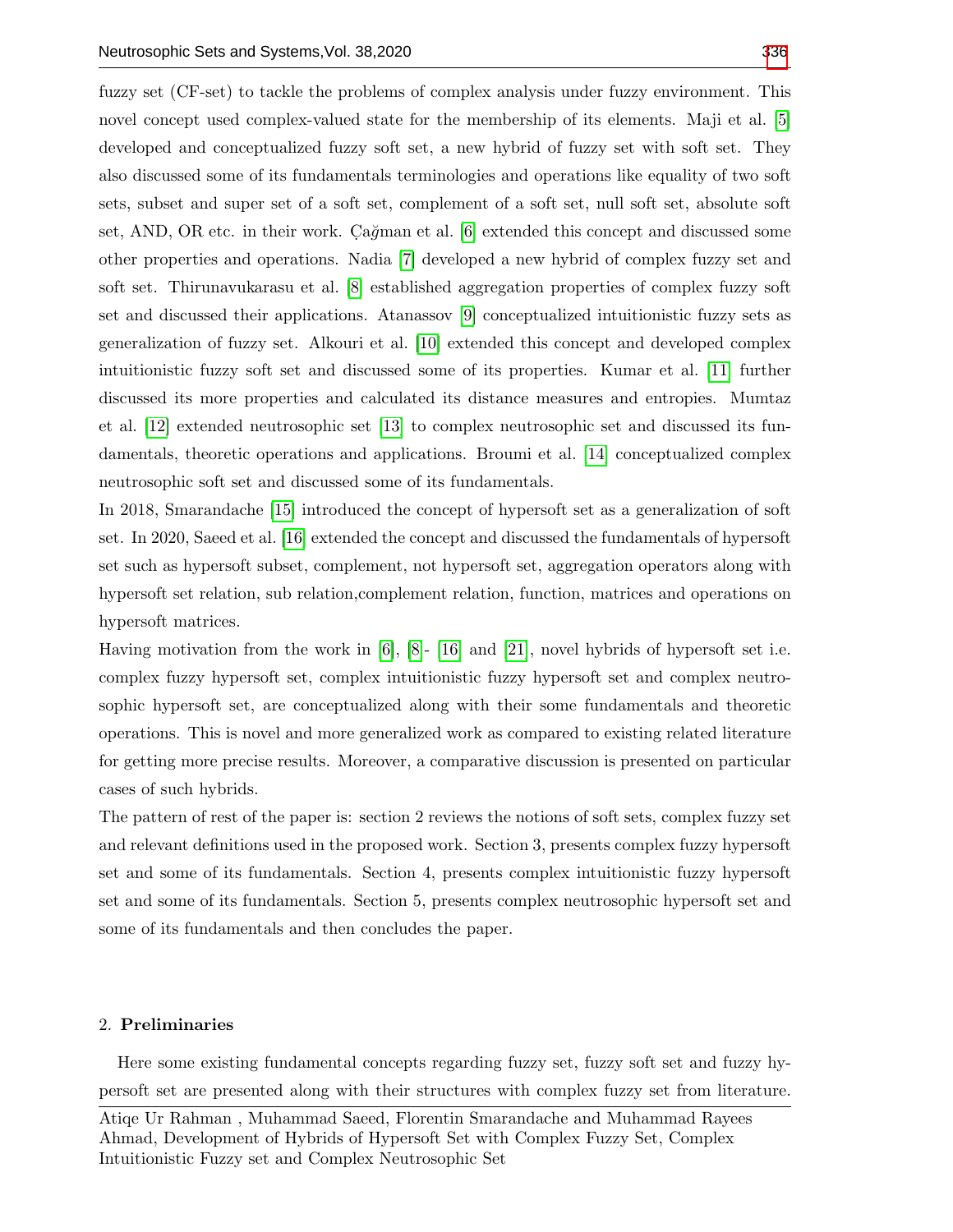fuzzy set (CF-set) to tackle the problems of complex analysis under fuzzy environment. This novel concept used complex-valued state for the membership of its elements. Maji et al. [5] developed and conceptualized fuzzy soft set, a new hybrid of fuzzy set with soft set. They also discussed some of its fundamentals terminologies and operations like equality of two soft sets, subset and super set of a soft set, complement of a soft set, null soft set, absolute soft set, AND, OR etc. in their work. Çağman et al. [6] extended this concept and discussed some other properties and operations. Nadia [7] developed a new hybrid of complex fuzzy set and soft set. Thirunavukarasu et al. [8] established aggregation properties of complex fuzzy soft set and discussed their applications. Atanassov [9] conceptualized intuitionistic fuzzy sets as generalization of fuzzy set. Alkouri et al. [10] extended this concept and developed complex intuitionistic fuzzy soft set and discussed some of its properties. Kumar et al. [11] further discussed its more properties and calculated its distance measures and entropies. Mumtaz et al. [12] extended neutrosophic set [13] to complex neutrosophic set and discussed its fundamentals, theoretic operations and applications. Broumi et al. [14] conceptualized complex neutrosophic soft set and discussed some of its fundamentals.

In 2018, Smarandache [15] introduced the concept of hypersoft set as a generalization of soft set. In 2020, Saeed et al. [16] extended the concept and discussed the fundamentals of hypersoft set such as hypersoft subset, complement, not hypersoft set, aggregation operators along with hypersoft set relation, sub relation,complement relation, function, matrices and operations on hypersoft matrices.

Having motivation from the work in [6], [8]- [16] and [21], novel hybrids of hypersoft set i.e. complex fuzzy hypersoft set, complex intuitionistic fuzzy hypersoft set and complex neutrosophic hypersoft set, are conceptualized along with their some fundamentals and theoretic operations. This is novel and more generalized work as compared to existing related literature for getting more precise results. Moreover, a comparative discussion is presented on particular cases of such hybrids.

The pattern of rest of the paper is: section 2 reviews the notions of soft sets, complex fuzzy set and relevant definitions used in the proposed work. Section 3, presents complex fuzzy hypersoft set and some of its fundamentals. Section 4, presents complex intuitionistic fuzzy hypersoft set and some of its fundamentals. Section 5, presents complex neutrosophic hypersoft set and some of its fundamentals and then concludes the paper.

## 2. Preliminaries

Here some existing fundamental concepts regarding fuzzy set, fuzzy soft set and fuzzy hypersoft set are presented along with their structures with complex fuzzy set from literature.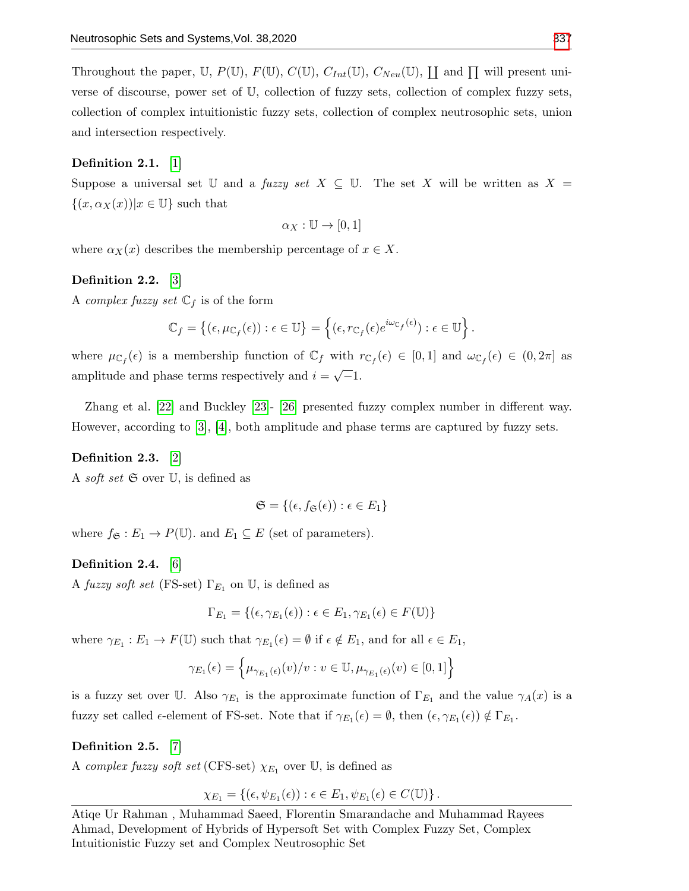Throughout the paper, $\mathbb{U}$, $P(\mathbb{U})$, $F(\mathbb{U})$, $C(\mathbb{U})$, $C_{Int}(\mathbb{U})$, $C_{Neu}(\mathbb{U})$, $\coprod$ and $\prod$ will present universe of discourse, power set of $\mathbb{U}$, collection of fuzzy sets, collection of complex fuzzy sets, collection of complex intuitionistic fuzzy sets, collection of complex neutrosophic sets, union and intersection respectively.

**Definition 2.1.** [1]

Suppose a universal set $\mathbb{U}$ and a *fuzzy set* $X \subseteq \mathbb{U}$. The set $X$ will be written as $X = \{(x, \alpha_X(x)) | x \in \mathbb{U}\}$ such that

$$\alpha_X : \mathbb{U} \to [0,1]$$

where $\alpha_X(x)$ describes the membership percentage of $x \in X$.

**Definition 2.2.** [3]

A *complex fuzzy set* $\mathbb{C}_f$ is of the form

$$\mathbb{C}_f = \left\{(\epsilon, \mu_{\mathbb{C}_f}(\epsilon)) : \epsilon \in \mathbb{U}\right\} = \left\{(\epsilon, r_{\mathbb{C}_f}(\epsilon) e^{i\omega_{\mathbb{C}_f}(\epsilon)}) : \epsilon \in \mathbb{U}\right\}.$$

where $\mu_{\mathbb{C}_f}(\epsilon)$ is a membership function of $\mathbb{C}_f$ with $r_{\mathbb{C}_f}(\epsilon) \in [0,1]$ and $\omega_{\mathbb{C}_f}(\epsilon) \in (0, 2\pi]$ as amplitude and phase terms respectively and $i = \sqrt{-1}$.

Zhang et al. [22] and Buckley [23]- [26] presented fuzzy complex number in different way. However, according to [3], [4], both amplitude and phase terms are captured by fuzzy sets.

**Definition 2.3.** [2]

A *soft set* $\mathfrak{S}$ over $\mathbb{U}$, is defined as

$$\mathfrak{S} = \{(\epsilon, f_{\mathfrak{S}}(\epsilon)) : \epsilon \in E_1\}$$

where $f_{\mathfrak{S}} : E_1 \to P(\mathbb{U})$. and $E_1 \subseteq E$ (set of parameters).

**Definition 2.4.** [6]

A *fuzzy soft set* (FS-set) $\Gamma_{E_1}$ on $\mathbb{U}$, is defined as

$$\Gamma_{E_1} = \{(\epsilon, \gamma_{E_1}(\epsilon)) : \epsilon \in E_1, \gamma_{E_1}(\epsilon) \in F(\mathbb{U})\}$$

where $\gamma_{E_1} : E_1 \to F(\mathbb{U})$ such that $\gamma_{E_1}(\epsilon) = \emptyset$ if $\epsilon \notin E_1$, and for all $\epsilon \in E_1$,

$$\gamma_{E_1}(\epsilon) = \left\{\mu_{\gamma_{E_1}(\epsilon)}(v)/v : v \in \mathbb{U}, \mu_{\gamma_{E_1}(\epsilon)}(v) \in [0,1]\right\}$$

is a fuzzy set over $\mathbb{U}$. Also $\gamma_{E_1}$ is the approximate function of $\Gamma_{E_1}$ and the value $\gamma_A(x)$ is a fuzzy set called $\epsilon$-element of FS-set. Note that if $\gamma_{E_1}(\epsilon) = \emptyset$, then $(\epsilon, \gamma_{E_1}(\epsilon)) \notin \Gamma_{E_1}$.

**Definition 2.5.** [7]

A *complex fuzzy soft set* (CFS-set) $\chi_{E_1}$ over $\mathbb{U}$, is defined as

$$\chi_{E_1} = \{(\epsilon, \psi_{E_1}(\epsilon)) : \epsilon \in E_1, \psi_{E_1}(\epsilon) \in C(\mathbb{U})\}.$$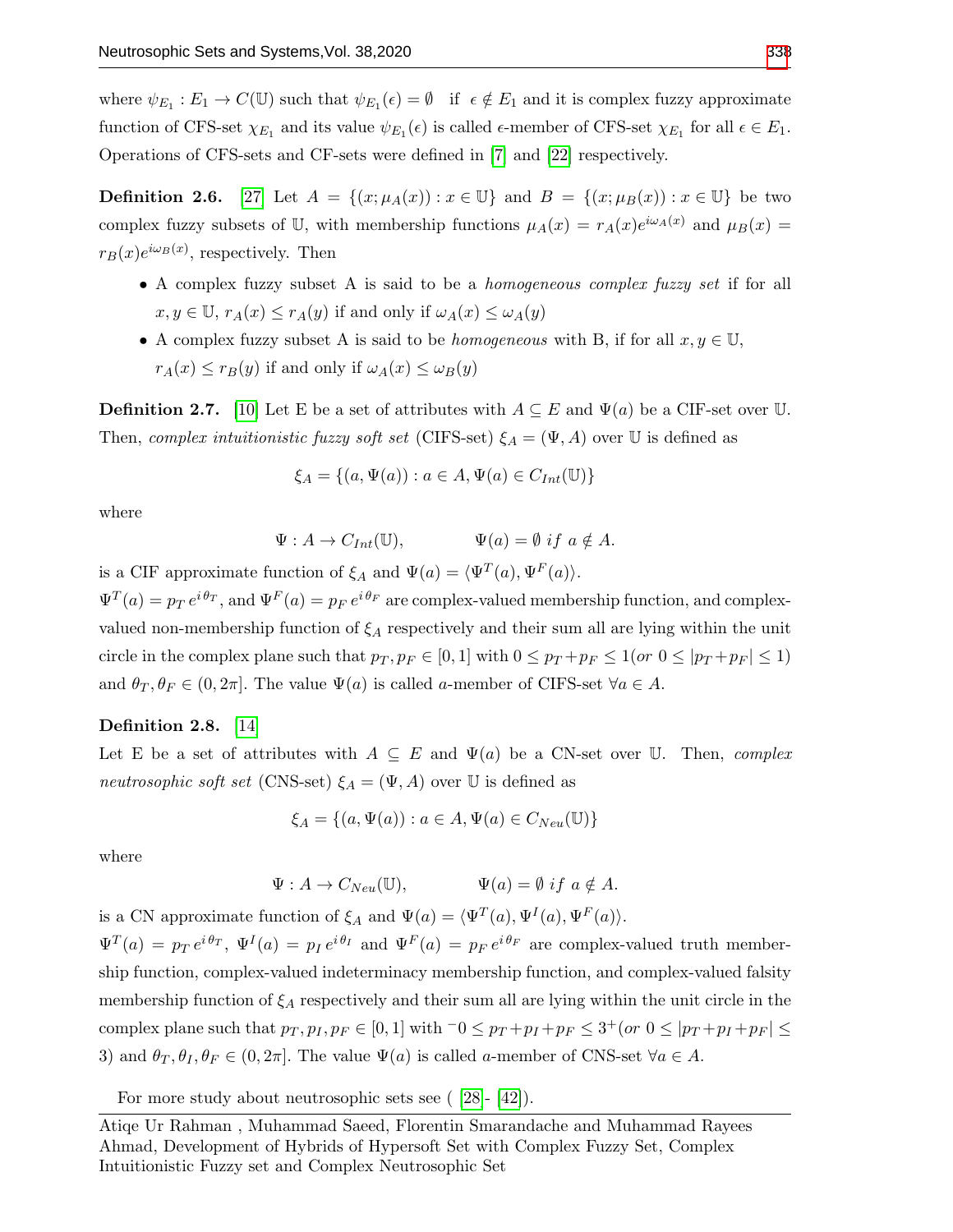where $\psi_{E_1} : E_1 \to C(\mathbb{U})$ such that $\psi_{E_1}(\epsilon) = \emptyset$ if $\epsilon \notin E_1$ and it is complex fuzzy approximate function of CFS-set $\chi_{E_1}$ and its value $\psi_{E_1}(\epsilon)$ is called $\epsilon$-member of CFS-set $\chi_{E_1}$ for all $\epsilon \in E_1$. Operations of CFS-sets and CF-sets were defined in [7] and [22] respectively.

**Definition 2.6.** [27] Let $A = \{(x; \mu_A(x)) : x \in \mathbb{U}\}$ and $B = \{(x; \mu_B(x)) : x \in \mathbb{U}\}$ be two complex fuzzy subsets of $\mathbb{U}$, with membership functions $\mu_A(x) = r_A(x)e^{i\omega_A(x)}$ and $\mu_B(x) = r_B(x)e^{i\omega_B(x)}$, respectively. Then

- A complex fuzzy subset A is said to be a *homogeneous complex fuzzy set* if for all $x, y \in \mathbb{U}$, $r_A(x) \leq r_A(y)$ if and only if $\omega_A(x) \leq \omega_A(y)$
- A complex fuzzy subset A is said to be *homogeneous* with B, if for all $x, y \in \mathbb{U}$, $r_A(x) \leq r_B(y)$ if and only if $\omega_A(x) \leq \omega_B(y)$

**Definition 2.7.** [10] Let E be a set of attributes with $A \subseteq E$ and $\Psi(a)$ be a CIF-set over $\mathbb{U}$. Then, *complex intuitionistic fuzzy soft set* (CIFS-set) $\xi_A = (\Psi, A)$ over $\mathbb{U}$ is defined as

$$\xi_A = \{(a, \Psi(a)) : a \in A, \Psi(a) \in C_{Int}(\mathbb{U})\}$$

where

$$\Psi : A \to C_{Int}(\mathbb{U}), \qquad \Psi(a) = \emptyset \; if \; a \notin A.$$

is a CIF approximate function of $\xi_A$ and $\Psi(a) = \langle \Psi^T(a), \Psi^F(a) \rangle$.
$\Psi^T(a) = p_T\, e^{i\,\theta_T}$, and $\Psi^F(a) = p_F\, e^{i\,\theta_F}$ are complex-valued membership function, and complex-valued non-membership function of $\xi_A$ respectively and their sum all are lying within the unit circle in the complex plane such that $p_T, p_F \in [0, 1]$ with $0 \leq p_T + p_F \leq 1 (or \; 0 \leq |p_T + p_F| \leq 1)$ and $\theta_T, \theta_F \in (0, 2\pi]$. The value $\Psi(a)$ is called $a$-member of CIFS-set $\forall a \in A$.

**Definition 2.8.** [14]
Let E be a set of attributes with $A \subseteq E$ and $\Psi(a)$ be a CN-set over $\mathbb{U}$. Then, *complex neutrosophic soft set* (CNS-set) $\xi_A = (\Psi, A)$ over $\mathbb{U}$ is defined as

$$\xi_A = \{(a, \Psi(a)) : a \in A, \Psi(a) \in C_{Neu}(\mathbb{U})\}$$

where

$$\Psi : A \to C_{Neu}(\mathbb{U}), \qquad \Psi(a) = \emptyset \; if \; a \notin A.$$

is a CN approximate function of $\xi_A$ and $\Psi(a) = \langle \Psi^T(a), \Psi^I(a), \Psi^F(a) \rangle$.
$\Psi^T(a) = p_T\, e^{i\,\theta_T}$, $\Psi^I(a) = p_I\, e^{i\,\theta_I}$ and $\Psi^F(a) = p_F\, e^{i\,\theta_F}$ are complex-valued truth membership function, complex-valued indeterminacy membership function, and complex-valued falsity membership function of $\xi_A$ respectively and their sum all are lying within the unit circle in the complex plane such that $p_T, p_I, p_F \in [0, 1]$ with ${}^-0 \leq p_T + p_I + p_F \leq 3^+ (or \; 0 \leq |p_T + p_I + p_F| \leq 3)$ and $\theta_T, \theta_I, \theta_F \in (0, 2\pi]$. The value $\Psi(a)$ is called $a$-member of CNS-set $\forall a \in A$.

For more study about neutrosophic sets see ( [28]- [42]).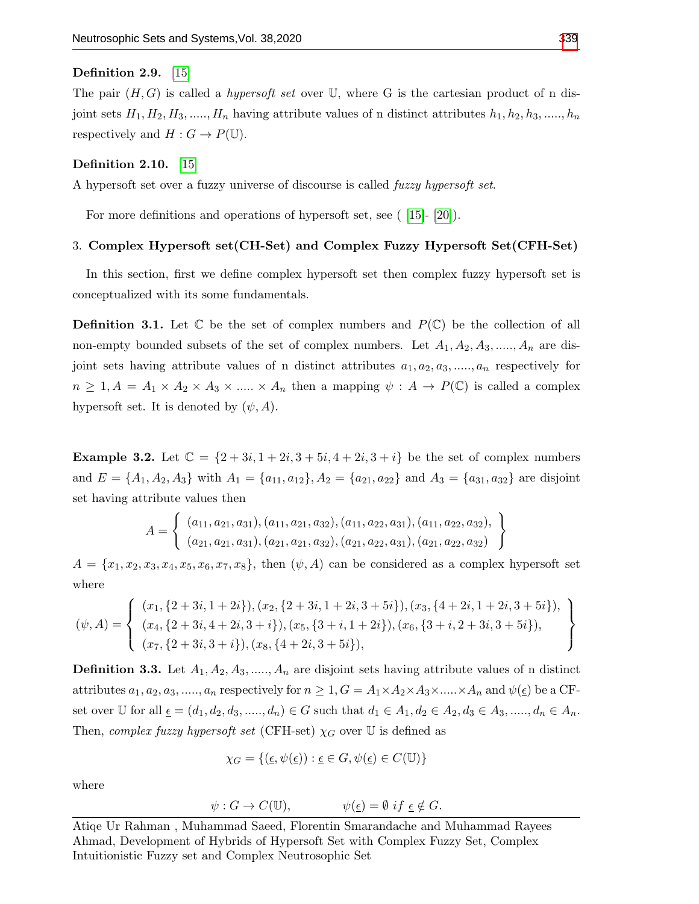**Definition 2.9.** [15]

The pair $(H, G)$ is called a *hypersoft set* over $\mathbb{U}$, where G is the cartesian product of n disjoint sets $H_1, H_2, H_3, ....., H_n$ having attribute values of n distinct attributes $h_1, h_2, h_3, ....., h_n$ respectively and $H : G \rightarrow P(\mathbb{U})$.

**Definition 2.10.** [15]

A hypersoft set over a fuzzy universe of discourse is called *fuzzy hypersoft set*.

For more definitions and operations of hypersoft set, see ( [15]- [20]).

## 3. Complex Hypersoft set(CH-Set) and Complex Fuzzy Hypersoft Set(CFH-Set)

In this section, first we define complex hypersoft set then complex fuzzy hypersoft set is conceptualized with its some fundamentals.

**Definition 3.1.** Let $\mathbb{C}$ be the set of complex numbers and $P(\mathbb{C})$ be the collection of all non-empty bounded subsets of the set of complex numbers. Let $A_1, A_2, A_3, ....., A_n$ are disjoint sets having attribute values of n distinct attributes $a_1, a_2, a_3, ....., a_n$ respectively for $n \geq 1, A = A_1 \times A_2 \times A_3 \times ..... \times A_n$ then a mapping $\psi : A \rightarrow P(\mathbb{C})$ is called a complex hypersoft set. It is denoted by $(\psi, A)$.

**Example 3.2.** Let $\mathbb{C} = \{2 + 3i, 1 + 2i, 3 + 5i, 4 + 2i, 3 + i\}$ be the set of complex numbers and $E = \{A_1, A_2, A_3\}$ with $A_1 = \{a_{11}, a_{12}\}, A_2 = \{a_{21}, a_{22}\}$ and $A_3 = \{a_{31}, a_{32}\}$ are disjoint set having attribute values then

$$A = \left\{ \begin{array}{l} (a_{11}, a_{21}, a_{31}), (a_{11}, a_{21}, a_{32}), (a_{11}, a_{22}, a_{31}), (a_{11}, a_{22}, a_{32}), \\ (a_{21}, a_{21}, a_{31}), (a_{21}, a_{21}, a_{32}), (a_{21}, a_{22}, a_{31}), (a_{21}, a_{22}, a_{32}) \end{array} \right\}$$

$A = \{x_1, x_2, x_3, x_4, x_5, x_6, x_7, x_8\}$, then $(\psi, A)$ can be considered as a complex hypersoft set where

$$(\psi, A) = \left\{ \begin{array}{l} (x_1, \{2 + 3i, 1 + 2i\}), (x_2, \{2 + 3i, 1 + 2i, 3 + 5i\}), (x_3, \{4 + 2i, 1 + 2i, 3 + 5i\}), \\ (x_4, \{2 + 3i, 4 + 2i, 3 + i\}), (x_5, \{3 + i, 1 + 2i\}), (x_6, \{3 + i, 2 + 3i, 3 + 5i\}), \\ (x_7, \{2 + 3i, 3 + i\}), (x_8, \{4 + 2i, 3 + 5i\}), \end{array} \right\}$$

**Definition 3.3.** Let $A_1, A_2, A_3, ....., A_n$ are disjoint sets having attribute values of n distinct attributes $a_1, a_2, a_3, ....., a_n$ respectively for $n \geq 1, G = A_1 \times A_2 \times A_3 \times ..... \times A_n$ and $\psi(\underline{\epsilon})$ be a CF-set over $\mathbb{U}$ for all $\underline{\epsilon} = (d_1, d_2, d_3, ....., d_n) \in G$ such that $d_1 \in A_1, d_2 \in A_2, d_3 \in A_3, ....., d_n \in A_n$. Then, *complex fuzzy hypersoft set* (CFH-set) $\chi_G$ over $\mathbb{U}$ is defined as

$$\chi_G = \{(\underline{\epsilon}, \psi(\underline{\epsilon})) : \underline{\epsilon} \in G, \psi(\underline{\epsilon}) \in C(\mathbb{U})\}$$

where

$$\psi : G \rightarrow C(\mathbb{U}), \qquad \psi(\underline{\epsilon}) = \emptyset \ if \ \underline{\epsilon} \notin G.$$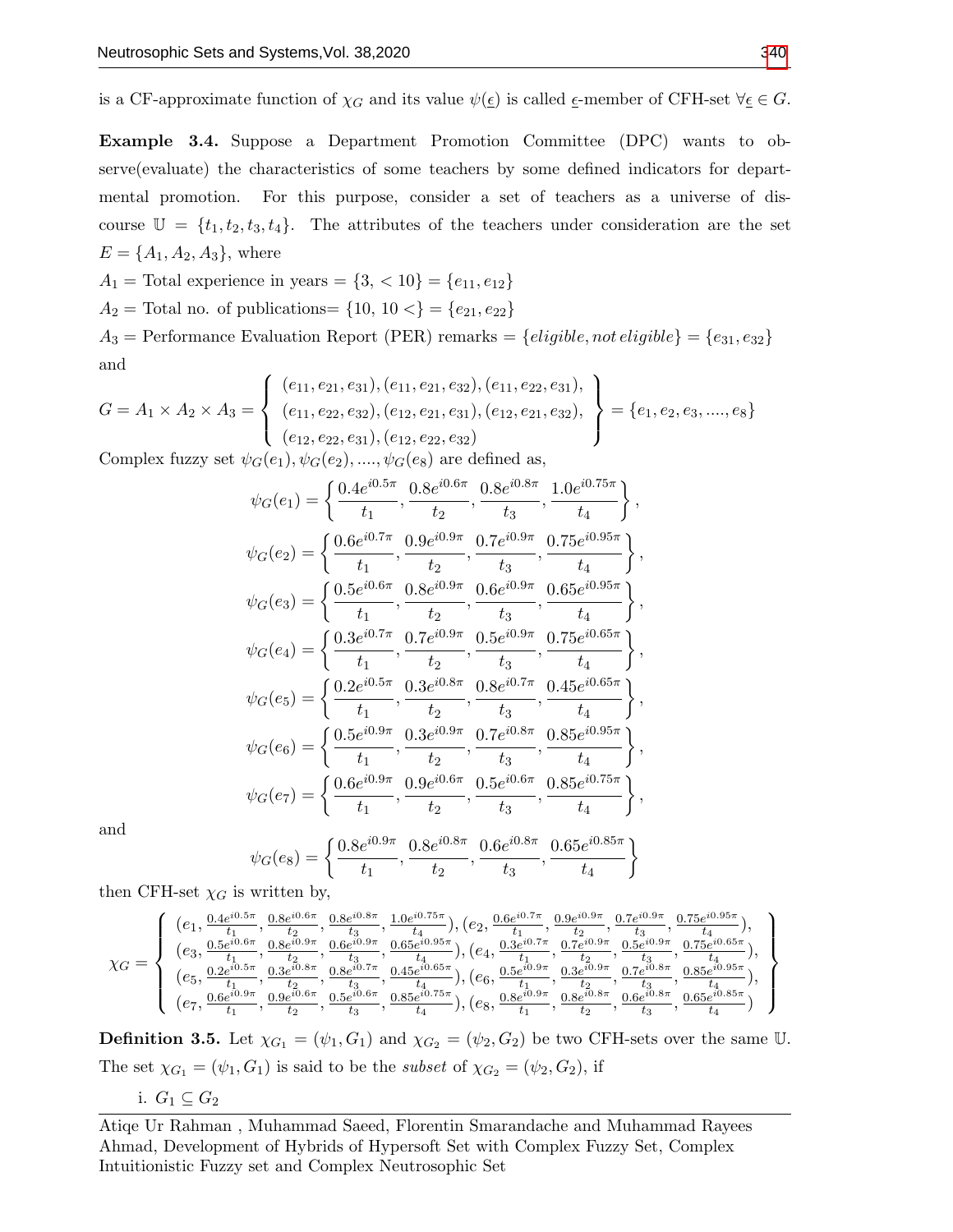is a CF-approximate function of $\chi_G$ and its value $\psi(\underline{\epsilon})$ is called $\underline{\epsilon}$-member of CFH-set $\forall \underline{\epsilon} \in G$.

**Example 3.4.** Suppose a Department Promotion Committee (DPC) wants to observe(evaluate) the characteristics of some teachers by some defined indicators for departmental promotion. For this purpose, consider a set of teachers as a universe of discourse $\mathbb{U} = \{t_1, t_2, t_3, t_4\}$. The attributes of the teachers under consideration are the set $E = \{A_1, A_2, A_3\}$, where

$A_1$ = Total experience in years $= \{3, < 10\} = \{e_{11}, e_{12}\}$

$A_2$ = Total no. of publications$= \{10, 10 <\} = \{e_{21}, e_{22}\}$

$A_3$ = Performance Evaluation Report (PER) remarks $= \{eligible, not\, eligible\} = \{e_{31}, e_{32}\}$

and

$$G = A_1 \times A_2 \times A_3 = \left\{ \begin{array}{l} (e_{11}, e_{21}, e_{31}), (e_{11}, e_{21}, e_{32}), (e_{11}, e_{22}, e_{31}), \\ (e_{11}, e_{22}, e_{32}), (e_{12}, e_{21}, e_{31}), (e_{12}, e_{21}, e_{32}), \\ (e_{12}, e_{22}, e_{31}), (e_{12}, e_{22}, e_{32}) \end{array} \right\} = \{e_1, e_2, e_3, ...., e_8\}$$

Complex fuzzy set $\psi_G(e_1), \psi_G(e_2), ...., \psi_G(e_8)$ are defined as,

$$\psi_G(e_1) = \left\{ \frac{0.4e^{i0.5\pi}}{t_1}, \frac{0.8e^{i0.6\pi}}{t_2}, \frac{0.8e^{i0.8\pi}}{t_3}, \frac{1.0e^{i0.75\pi}}{t_4} \right\},$$

$$\psi_G(e_2) = \left\{ \frac{0.6e^{i0.7\pi}}{t_1}, \frac{0.9e^{i0.9\pi}}{t_2}, \frac{0.7e^{i0.9\pi}}{t_3}, \frac{0.75e^{i0.95\pi}}{t_4} \right\},$$

$$\psi_G(e_3) = \left\{ \frac{0.5e^{i0.6\pi}}{t_1}, \frac{0.8e^{i0.9\pi}}{t_2}, \frac{0.6e^{i0.9\pi}}{t_3}, \frac{0.65e^{i0.95\pi}}{t_4} \right\},$$

$$\psi_G(e_4) = \left\{ \frac{0.3e^{i0.7\pi}}{t_1}, \frac{0.7e^{i0.9\pi}}{t_2}, \frac{0.5e^{i0.9\pi}}{t_3}, \frac{0.75e^{i0.65\pi}}{t_4} \right\},$$

$$\psi_G(e_5) = \left\{ \frac{0.2e^{i0.5\pi}}{t_1}, \frac{0.3e^{i0.8\pi}}{t_2}, \frac{0.8e^{i0.7\pi}}{t_3}, \frac{0.45e^{i0.65\pi}}{t_4} \right\},$$

$$\psi_G(e_6) = \left\{ \frac{0.5e^{i0.9\pi}}{t_1}, \frac{0.3e^{i0.9\pi}}{t_2}, \frac{0.7e^{i0.8\pi}}{t_3}, \frac{0.85e^{i0.95\pi}}{t_4} \right\},$$

$$\psi_G(e_7) = \left\{ \frac{0.6e^{i0.9\pi}}{t_1}, \frac{0.9e^{i0.6\pi}}{t_2}, \frac{0.5e^{i0.6\pi}}{t_3}, \frac{0.85e^{i0.75\pi}}{t_4} \right\},$$

and

$$\psi_G(e_8) = \left\{ \frac{0.8e^{i0.9\pi}}{t_1}, \frac{0.8e^{i0.8\pi}}{t_2}, \frac{0.6e^{i0.8\pi}}{t_3}, \frac{0.65e^{i0.85\pi}}{t_4} \right\}$$

then CFH-set $\chi_G$ is written by,

$$\chi_G = \left\{ \begin{array}{l} (e_1, \frac{0.4e^{i0.5\pi}}{t_1}, \frac{0.8e^{i0.6\pi}}{t_2}, \frac{0.8e^{i0.8\pi}}{t_3}, \frac{1.0e^{i0.75\pi}}{t_4}), (e_2, \frac{0.6e^{i0.7\pi}}{t_1}, \frac{0.9e^{i0.9\pi}}{t_2}, \frac{0.7e^{i0.9\pi}}{t_3}, \frac{0.75e^{i0.95\pi}}{t_4}), \\ (e_3, \frac{0.5e^{i0.6\pi}}{t_1}, \frac{0.8e^{i0.9\pi}}{t_2}, \frac{0.6e^{i0.9\pi}}{t_3}, \frac{0.65e^{i0.95\pi}}{t_4}), (e_4, \frac{0.3e^{i0.7\pi}}{t_1}, \frac{0.7e^{i0.9\pi}}{t_2}, \frac{0.5e^{i0.9\pi}}{t_3}, \frac{0.75e^{i0.65\pi}}{t_4}), \\ (e_5, \frac{0.2e^{i0.5\pi}}{t_1}, \frac{0.3e^{i0.8\pi}}{t_2}, \frac{0.8e^{i0.7\pi}}{t_3}, \frac{0.45e^{i0.65\pi}}{t_4}), (e_6, \frac{0.5e^{i0.9\pi}}{t_1}, \frac{0.3e^{i0.9\pi}}{t_2}, \frac{0.7e^{i0.8\pi}}{t_3}, \frac{0.85e^{i0.95\pi}}{t_4}), \\ (e_7, \frac{0.6e^{i0.9\pi}}{t_1}, \frac{0.9e^{i0.6\pi}}{t_2}, \frac{0.5e^{i0.6\pi}}{t_3}, \frac{0.85e^{i0.75\pi}}{t_4}), (e_8, \frac{0.8e^{i0.9\pi}}{t_1}, \frac{0.8e^{i0.8\pi}}{t_2}, \frac{0.6e^{i0.8\pi}}{t_3}, \frac{0.65e^{i0.85\pi}}{t_4}) \end{array} \right\}$$

**Definition 3.5.** Let $\chi_{G_1} = (\psi_1, G_1)$ and $\chi_{G_2} = (\psi_2, G_2)$ be two CFH-sets over the same $\mathbb{U}$. The set $\chi_{G_1} = (\psi_1, G_1)$ is said to be the *subset* of $\chi_{G_2} = (\psi_2, G_2)$, if

i. $G_1 \subseteq G_2$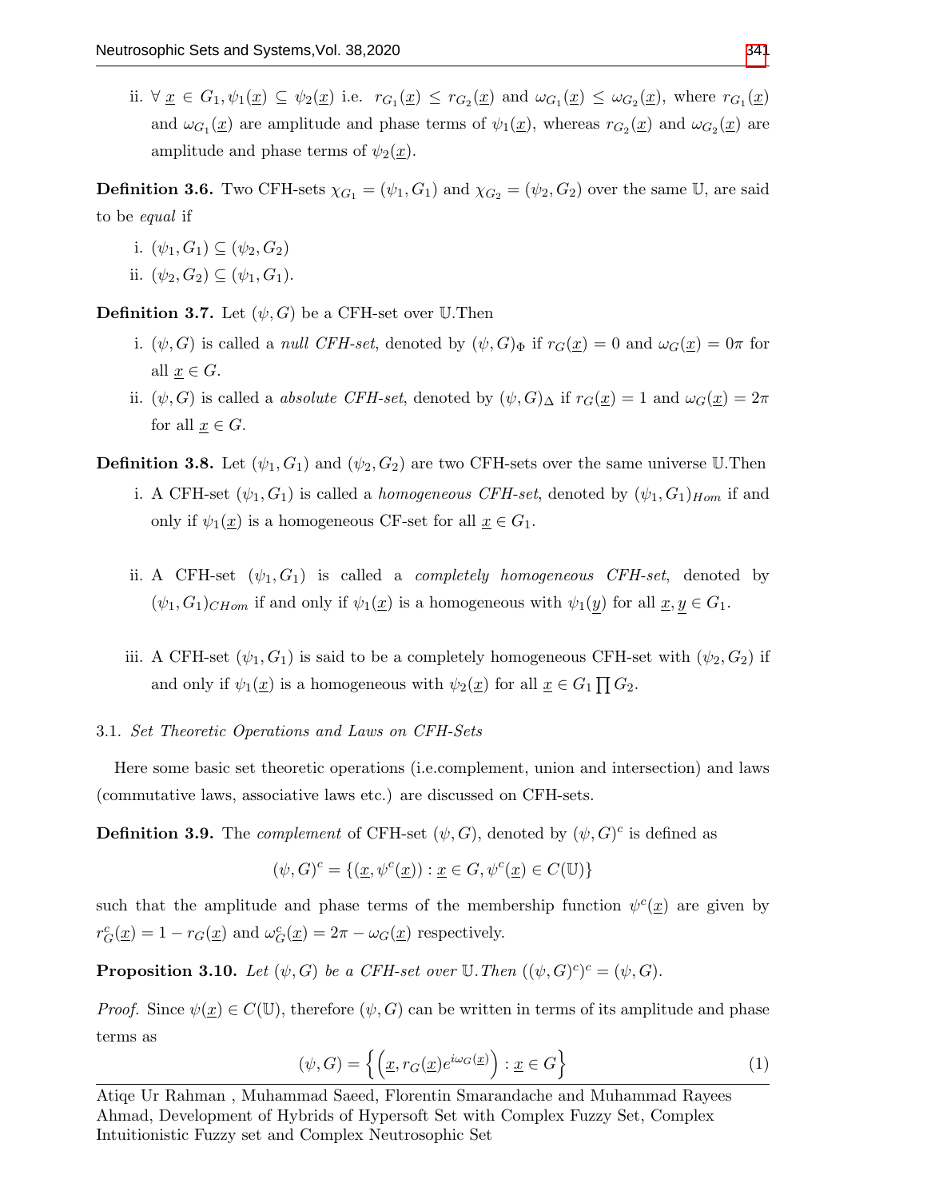ii. $\forall \underline{x} \in G_1, \psi_1(\underline{x}) \subseteq \psi_2(\underline{x})$ i.e. $r_{G_1}(\underline{x}) \leq r_{G_2}(\underline{x})$ and $\omega_{G_1}(\underline{x}) \leq \omega_{G_2}(\underline{x})$, where $r_{G_1}(\underline{x})$ and $\omega_{G_1}(\underline{x})$ are amplitude and phase terms of $\psi_1(\underline{x})$, whereas $r_{G_2}(\underline{x})$ and $\omega_{G_2}(\underline{x})$ are amplitude and phase terms of $\psi_2(\underline{x})$.

**Definition 3.6.** Two CFH-sets $\chi_{G_1} = (\psi_1, G_1)$ and $\chi_{G_2} = (\psi_2, G_2)$ over the same $\mathbb{U}$, are said to be *equal* if

i. $(\psi_1, G_1) \subseteq (\psi_2, G_2)$

ii. $(\psi_2, G_2) \subseteq (\psi_1, G_1)$.

**Definition 3.7.** Let $(\psi, G)$ be a CFH-set over $\mathbb{U}$.Then

i. $(\psi, G)$ is called a *null CFH-set*, denoted by $(\psi, G)_\Phi$ if $r_G(\underline{x}) = 0$ and $\omega_G(\underline{x}) = 0\pi$ for all $\underline{x} \in G$.

ii. $(\psi, G)$ is called a *absolute CFH-set*, denoted by $(\psi, G)_\Delta$ if $r_G(\underline{x}) = 1$ and $\omega_G(\underline{x}) = 2\pi$ for all $\underline{x} \in G$.

**Definition 3.8.** Let $(\psi_1, G_1)$ and $(\psi_2, G_2)$ are two CFH-sets over the same universe $\mathbb{U}$.Then

i. A CFH-set $(\psi_1, G_1)$ is called a *homogeneous CFH-set*, denoted by $(\psi_1, G_1)_{Hom}$ if and only if $\psi_1(\underline{x})$ is a homogeneous CF-set for all $\underline{x} \in G_1$.

ii. A CFH-set $(\psi_1, G_1)$ is called a *completely homogeneous CFH-set*, denoted by $(\psi_1, G_1)_{CHom}$ if and only if $\psi_1(\underline{x})$ is a homogeneous with $\psi_1(\underline{y})$ for all $\underline{x}, \underline{y} \in G_1$.

iii. A CFH-set $(\psi_1, G_1)$ is said to be a completely homogeneous CFH-set with $(\psi_2, G_2)$ if and only if $\psi_1(\underline{x})$ is a homogeneous with $\psi_2(\underline{x})$ for all $\underline{x} \in G_1 \prod G_2$.

### 3.1. *Set Theoretic Operations and Laws on CFH-Sets*

Here some basic set theoretic operations (i.e.complement, union and intersection) and laws (commutative laws, associative laws etc.) are discussed on CFH-sets.

**Definition 3.9.** The *complement* of CFH-set $(\psi, G)$, denoted by $(\psi, G)^c$ is defined as

$$(\psi, G)^c = \{(\underline{x}, \psi^c(\underline{x})) : \underline{x} \in G, \psi^c(\underline{x}) \in C(\mathbb{U})\}$$

such that the amplitude and phase terms of the membership function $\psi^c(\underline{x})$ are given by $r^c_G(\underline{x}) = 1 - r_G(\underline{x})$ and $\omega^c_G(\underline{x}) = 2\pi - \omega_G(\underline{x})$ respectively.

**Proposition 3.10.** *Let $(\psi, G)$ be a CFH-set over $\mathbb{U}$.Then $((\psi, G)^c)^c = (\psi, G)$.*

*Proof.* Since $\psi(\underline{x}) \in C(\mathbb{U})$, therefore $(\psi, G)$ can be written in terms of its amplitude and phase terms as

$$(\psi, G) = \left\{ \left( \underline{x}, r_G(\underline{x}) e^{i\omega_G(\underline{x})} \right) : \underline{x} \in G \right\} \tag{1}$$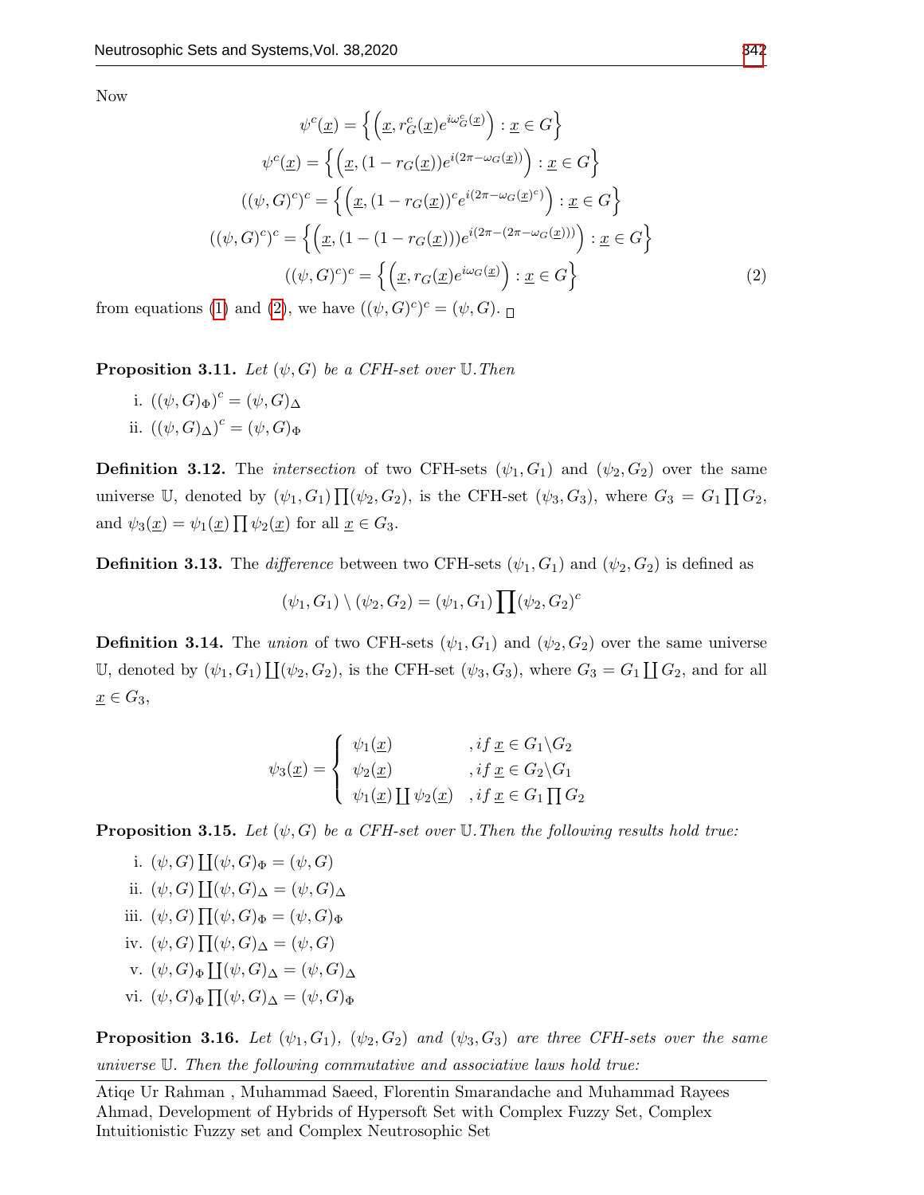Now

$$\psi^c(\underline{x}) = \left\{ \left( \underline{x}, r_G^c(\underline{x}) e^{i\omega_G^c(\underline{x})} \right) : \underline{x} \in G \right\}$$

$$\psi^c(\underline{x}) = \left\{ \left( \underline{x}, (1 - r_G(\underline{x})) e^{i(2\pi - \omega_G(\underline{x}))} \right) : \underline{x} \in G \right\}$$

$$((\psi, G)^c)^c = \left\{ \left( \underline{x}, (1 - r_G(\underline{x}))^c e^{i(2\pi - \omega_G(\underline{x})^c)} \right) : \underline{x} \in G \right\}$$

$$((\psi, G)^c)^c = \left\{ \left( \underline{x}, (1 - (1 - r_G(\underline{x}))) e^{i(2\pi - (2\pi - \omega_G(\underline{x})))} \right) : \underline{x} \in G \right\}$$

$$((\psi, G)^c)^c = \left\{ \left( \underline{x}, r_G(\underline{x}) e^{i\omega_G(\underline{x})} \right) : \underline{x} \in G \right\} \tag{2}$$

from equations (1) and (2), we have $((\psi, G)^c)^c = (\psi, G)$. □

**Proposition 3.11.** *Let $(\psi, G)$ be a CFH-set over $\mathbb{U}$. Then*

i. $((\psi, G)_\Phi)^c = (\psi, G)_\Delta$

ii. $((\psi, G)_\Delta)^c = (\psi, G)_\Phi$

**Definition 3.12.** The *intersection* of two CFH-sets $(\psi_1, G_1)$ and $(\psi_2, G_2)$ over the same universe $\mathbb{U}$, denoted by $(\psi_1, G_1) \prod (\psi_2, G_2)$, is the CFH-set $(\psi_3, G_3)$, where $G_3 = G_1 \prod G_2$, and $\psi_3(\underline{x}) = \psi_1(\underline{x}) \prod \psi_2(\underline{x})$ for all $\underline{x} \in G_3$.

**Definition 3.13.** The *difference* between two CFH-sets $(\psi_1, G_1)$ and $(\psi_2, G_2)$ is defined as

$$(\psi_1, G_1) \setminus (\psi_2, G_2) = (\psi_1, G_1) \prod (\psi_2, G_2)^c$$

**Definition 3.14.** The *union* of two CFH-sets $(\psi_1, G_1)$ and $(\psi_2, G_2)$ over the same universe $\mathbb{U}$, denoted by $(\psi_1, G_1) \coprod (\psi_2, G_2)$, is the CFH-set $(\psi_3, G_3)$, where $G_3 = G_1 \coprod G_2$, and for all $\underline{x} \in G_3$,

$$\psi_3(\underline{x}) = \begin{cases} \psi_1(\underline{x}) & , if\ \underline{x} \in G_1 \setminus G_2 \\ \psi_2(\underline{x}) & , if\ \underline{x} \in G_2 \setminus G_1 \\ \psi_1(\underline{x}) \coprod \psi_2(\underline{x}) & , if\ \underline{x} \in G_1 \prod G_2 \end{cases}$$

**Proposition 3.15.** *Let $(\psi, G)$ be a CFH-set over $\mathbb{U}$. Then the following results hold true:*

i. $(\psi, G) \coprod (\psi, G)_\Phi = (\psi, G)$

ii. $(\psi, G) \coprod (\psi, G)_\Delta = (\psi, G)_\Delta$

iii. $(\psi, G) \prod (\psi, G)_\Phi = (\psi, G)_\Phi$

iv. $(\psi, G) \prod (\psi, G)_\Delta = (\psi, G)$

v. $(\psi, G)_\Phi \coprod (\psi, G)_\Delta = (\psi, G)_\Delta$

vi. $(\psi, G)_\Phi \prod (\psi, G)_\Delta = (\psi, G)_\Phi$

**Proposition 3.16.** *Let $(\psi_1, G_1)$, $(\psi_2, G_2)$ and $(\psi_3, G_3)$ are three CFH-sets over the same universe $\mathbb{U}$. Then the following commutative and associative laws hold true:*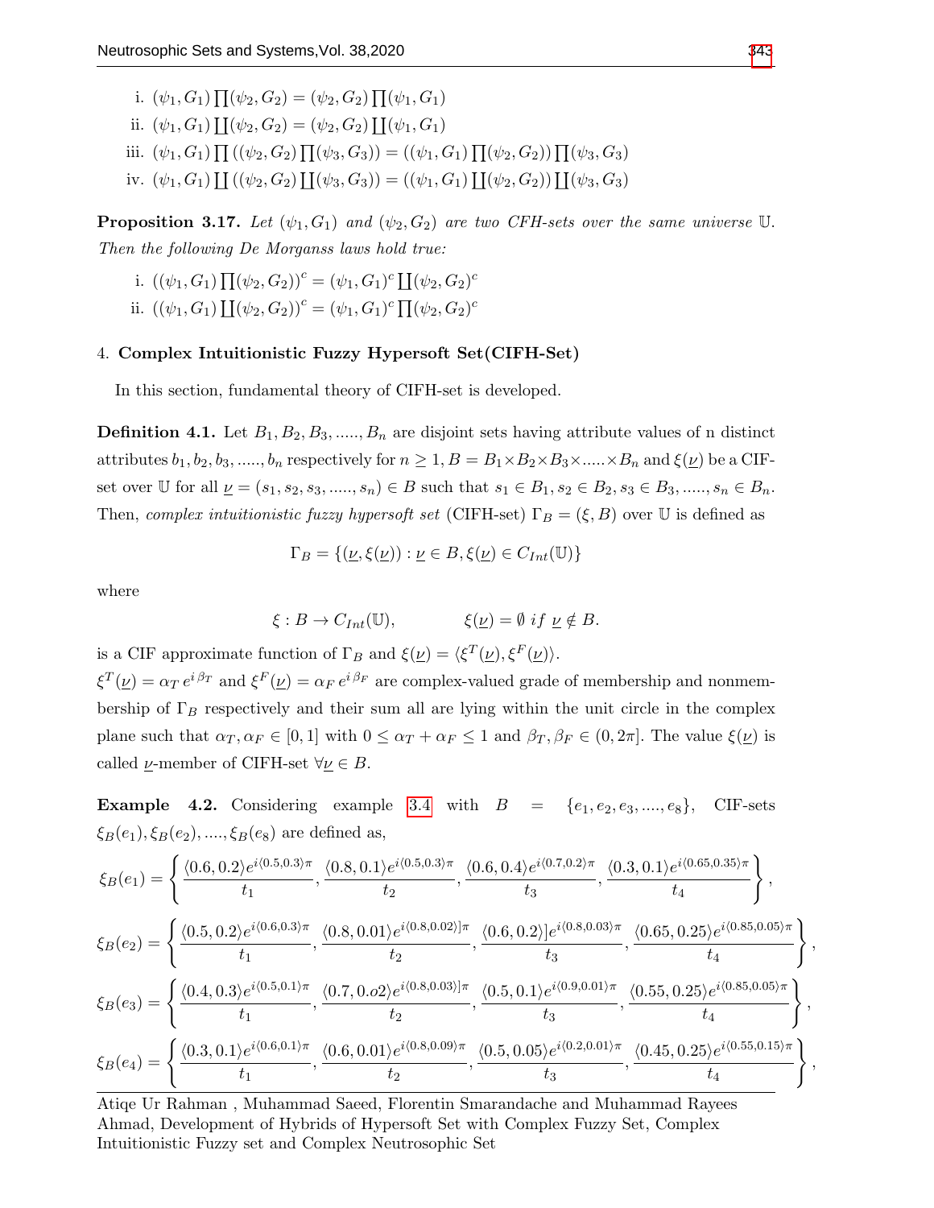i. $(\psi_1, G_1) \prod (\psi_2, G_2) = (\psi_2, G_2) \prod (\psi_1, G_1)$

ii. $(\psi_1, G_1) \coprod (\psi_2, G_2) = (\psi_2, G_2) \coprod (\psi_1, G_1)$

iii. $(\psi_1, G_1) \prod ((\psi_2, G_2) \prod (\psi_3, G_3)) = ((\psi_1, G_1) \prod (\psi_2, G_2)) \prod (\psi_3, G_3)$

iv. $(\psi_1, G_1) \coprod ((\psi_2, G_2) \coprod (\psi_3, G_3)) = ((\psi_1, G_1) \coprod (\psi_2, G_2)) \coprod (\psi_3, G_3)$

**Proposition 3.17.** *Let $(\psi_1, G_1)$ and $(\psi_2, G_2)$ are two CFH-sets over the same universe $\mathbb{U}$. Then the following De Morganss laws hold true:*

i. $((\psi_1, G_1) \prod (\psi_2, G_2))^c = (\psi_1, G_1)^c \coprod (\psi_2, G_2)^c$

ii. $((\psi_1, G_1) \coprod (\psi_2, G_2))^c = (\psi_1, G_1)^c \prod (\psi_2, G_2)^c$

## 4. Complex Intuitionistic Fuzzy Hypersoft Set(CIFH-Set)

In this section, fundamental theory of CIFH-set is developed.

**Definition 4.1.** Let $B_1, B_2, B_3, \ldots.., B_n$ are disjoint sets having attribute values of n distinct attributes $b_1, b_2, b_3, \ldots.., b_n$ respectively for $n \geq 1$, $B = B_1 \times B_2 \times B_3 \times \ldots.. \times B_n$ and $\xi(\underline{\nu})$ be a CIF-set over $\mathbb{U}$ for all $\underline{\nu} = (s_1, s_2, s_3, \ldots.., s_n) \in B$ such that $s_1 \in B_1, s_2 \in B_2, s_3 \in B_3, \ldots.., s_n \in B_n$. Then, *complex intuitionistic fuzzy hypersoft set* (CIFH-set) $\Gamma_B = (\xi, B)$ over $\mathbb{U}$ is defined as

$$\Gamma_B = \{(\underline{\nu}, \xi(\underline{\nu})) : \underline{\nu} \in B, \xi(\underline{\nu}) \in C_{Int}(\mathbb{U})\}$$

where

$$\xi : B \to C_{Int}(\mathbb{U}), \qquad \xi(\underline{\nu}) = \emptyset \ if \ \underline{\nu} \notin B.$$

is a CIF approximate function of $\Gamma_B$ and $\xi(\underline{\nu}) = \langle \xi^T(\underline{\nu}), \xi^F(\underline{\nu}) \rangle$.

$\xi^T(\underline{\nu}) = \alpha_T \, e^{i\,\beta_T}$ and $\xi^F(\underline{\nu}) = \alpha_F \, e^{i\,\beta_F}$ are complex-valued grade of membership and nonmembership of $\Gamma_B$ respectively and their sum all are lying within the unit circle in the complex plane such that $\alpha_T, \alpha_F \in [0,1]$ with $0 \leq \alpha_T + \alpha_F \leq 1$ and $\beta_T, \beta_F \in (0, 2\pi]$. The value $\xi(\underline{\nu})$ is called $\underline{\nu}$-member of CIFH-set $\forall \underline{\nu} \in B$.

**Example 4.2.** Considering example 3.4 with $B = \{e_1, e_2, e_3, \ldots., e_8\}$, CIF-sets $\xi_B(e_1), \xi_B(e_2), \ldots., \xi_B(e_8)$ are defined as,

$$\xi_B(e_1) = \left\{ \frac{\langle 0.6, 0.2 \rangle e^{i\langle 0.5, 0.3 \rangle \pi}}{t_1}, \frac{\langle 0.8, 0.1 \rangle e^{i\langle 0.5, 0.3 \rangle \pi}}{t_2}, \frac{\langle 0.6, 0.4 \rangle e^{i\langle 0.7, 0.2 \rangle \pi}}{t_3}, \frac{\langle 0.3, 0.1 \rangle e^{i\langle 0.65, 0.35 \rangle \pi}}{t_4} \right\},$$

$$\xi_B(e_2) = \left\{ \frac{\langle 0.5, 0.2 \rangle e^{i\langle 0.6, 0.3 \rangle \pi}}{t_1}, \frac{\langle 0.8, 0.01 \rangle e^{i\langle 0.8, 0.02 \rangle ]\pi}}{t_2}, \frac{\langle 0.6, 0.2 \rangle ] e^{i\langle 0.8, 0.03 \rangle \pi}}{t_3}, \frac{\langle 0.65, 0.25 \rangle e^{i\langle 0.85, 0.05 \rangle \pi}}{t_4} \right\},$$

$$\xi_B(e_3) = \left\{ \frac{\langle 0.4, 0.3 \rangle e^{i\langle 0.5, 0.1 \rangle \pi}}{t_1}, \frac{\langle 0.7, 0.o2 \rangle e^{i\langle 0.8, 0.03 \rangle ]\pi}}{t_2}, \frac{\langle 0.5, 0.1 \rangle e^{i\langle 0.9, 0.01 \rangle \pi}}{t_3}, \frac{\langle 0.55, 0.25 \rangle e^{i\langle 0.85, 0.05 \rangle \pi}}{t_4} \right\},$$

$$\xi_B(e_4) = \left\{ \frac{\langle 0.3, 0.1 \rangle e^{i\langle 0.6, 0.1 \rangle \pi}}{t_1}, \frac{\langle 0.6, 0.01 \rangle e^{i\langle 0.8, 0.09 \rangle \pi}}{t_2}, \frac{\langle 0.5, 0.05 \rangle e^{i\langle 0.2, 0.01 \rangle \pi}}{t_3}, \frac{\langle 0.45, 0.25 \rangle e^{i\langle 0.55, 0.15 \rangle \pi}}{t_4} \right\},$$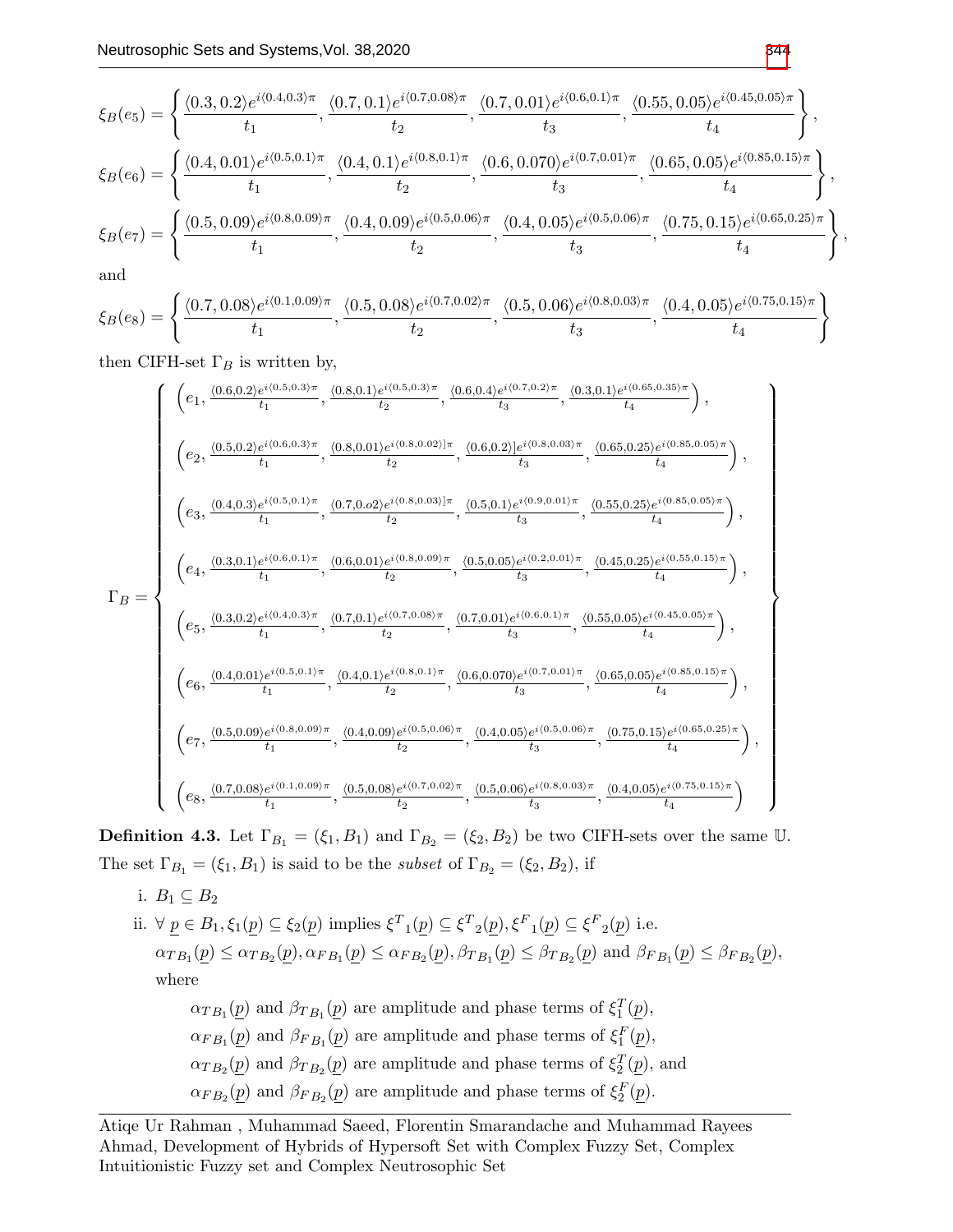$$\xi_B(e_5) = \left\{ \frac{\langle 0.3, 0.2\rangle e^{i\langle 0.4,0.3\rangle\pi}}{t_1}, \frac{\langle 0.7, 0.1\rangle e^{i\langle 0.7,0.08\rangle\pi}}{t_2}, \frac{\langle 0.7, 0.01\rangle e^{i\langle 0.6,0.1\rangle\pi}}{t_3}, \frac{\langle 0.55, 0.05\rangle e^{i\langle 0.45,0.05\rangle\pi}}{t_4} \right\},$$

$$\xi_B(e_6) = \left\{ \frac{\langle 0.4, 0.01\rangle e^{i\langle 0.5,0.1\rangle\pi}}{t_1}, \frac{\langle 0.4, 0.1\rangle e^{i\langle 0.8,0.1\rangle\pi}}{t_2}, \frac{\langle 0.6, 0.070\rangle e^{i\langle 0.7,0.01\rangle\pi}}{t_3}, \frac{\langle 0.65, 0.05\rangle e^{i\langle 0.85,0.15\rangle\pi}}{t_4} \right\},$$

$$\xi_B(e_7) = \left\{ \frac{\langle 0.5, 0.09\rangle e^{i\langle 0.8,0.09\rangle\pi}}{t_1}, \frac{\langle 0.4, 0.09\rangle e^{i\langle 0.5,0.06\rangle\pi}}{t_2}, \frac{\langle 0.4, 0.05\rangle e^{i\langle 0.5,0.06\rangle\pi}}{t_3}, \frac{\langle 0.75, 0.15\rangle e^{i\langle 0.65,0.25\rangle\pi}}{t_4} \right\},$$

and

$$\xi_B(e_8) = \left\{ \frac{\langle 0.7, 0.08\rangle e^{i\langle 0.1,0.09\rangle\pi}}{t_1}, \frac{\langle 0.5, 0.08\rangle e^{i\langle 0.7,0.02\rangle\pi}}{t_2}, \frac{\langle 0.5, 0.06\rangle e^{i\langle 0.8,0.03\rangle\pi}}{t_3}, \frac{\langle 0.4, 0.05\rangle e^{i\langle 0.75,0.15\rangle\pi}}{t_4} \right\}$$

then CIFH-set $\Gamma_B$ is written by,

$$\Gamma_B = \left\{ \begin{array}{l}
\left(e_1, \frac{\langle 0.6,0.2\rangle e^{i\langle 0.5,0.3\rangle\pi}}{t_1}, \frac{\langle 0.8,0.1\rangle e^{i\langle 0.5,0.3\rangle\pi}}{t_2}, \frac{\langle 0.6,0.4\rangle e^{i\langle 0.7,0.2\rangle\pi}}{t_3}, \frac{\langle 0.3,0.1\rangle e^{i\langle 0.65,0.35\rangle\pi}}{t_4}\right), \\
\left(e_2, \frac{\langle 0.5,0.2\rangle e^{i\langle 0.6,0.3\rangle\pi}}{t_1}, \frac{\langle 0.8,0.01\rangle e^{i\langle 0.8,0.02\rangle]\pi}}{t_2}, \frac{\langle 0.6,0.2\rangle]e^{i\langle 0.8,0.03\rangle\pi}}{t_3}, \frac{\langle 0.65,0.25\rangle e^{i\langle 0.85,0.05\rangle\pi}}{t_4}\right), \\
\left(e_3, \frac{\langle 0.4,0.3\rangle e^{i\langle 0.5,0.1\rangle\pi}}{t_1}, \frac{\langle 0.7,0.o2\rangle e^{i\langle 0.8,0.03\rangle]\pi}}{t_2}, \frac{\langle 0.5,0.1\rangle e^{i\langle 0.9,0.01\rangle\pi}}{t_3}, \frac{\langle 0.55,0.25\rangle e^{i\langle 0.85,0.05\rangle\pi}}{t_4}\right), \\
\left(e_4, \frac{\langle 0.3,0.1\rangle e^{i\langle 0.6,0.1\rangle\pi}}{t_1}, \frac{\langle 0.6,0.01\rangle e^{i\langle 0.8,0.09\rangle\pi}}{t_2}, \frac{\langle 0.5,0.05\rangle e^{i\langle 0.2,0.01\rangle\pi}}{t_3}, \frac{\langle 0.45,0.25\rangle e^{i\langle 0.55,0.15\rangle\pi}}{t_4}\right), \\
\left(e_5, \frac{\langle 0.3,0.2\rangle e^{i\langle 0.4,0.3\rangle\pi}}{t_1}, \frac{\langle 0.7,0.1\rangle e^{i\langle 0.7,0.08\rangle\pi}}{t_2}, \frac{\langle 0.7,0.01\rangle e^{i\langle 0.6,0.1\rangle\pi}}{t_3}, \frac{\langle 0.55,0.05\rangle e^{i\langle 0.45,0.05\rangle\pi}}{t_4}\right), \\
\left(e_6, \frac{\langle 0.4,0.01\rangle e^{i\langle 0.5,0.1\rangle\pi}}{t_1}, \frac{\langle 0.4,0.1\rangle e^{i\langle 0.8,0.1\rangle\pi}}{t_2}, \frac{\langle 0.6,0.070\rangle e^{i\langle 0.7,0.01\rangle\pi}}{t_3}, \frac{\langle 0.65,0.05\rangle e^{i\langle 0.85,0.15\rangle\pi}}{t_4}\right), \\
\left(e_7, \frac{\langle 0.5,0.09\rangle e^{i\langle 0.8,0.09\rangle\pi}}{t_1}, \frac{\langle 0.4,0.09\rangle e^{i\langle 0.5,0.06\rangle\pi}}{t_2}, \frac{\langle 0.4,0.05\rangle e^{i\langle 0.5,0.06\rangle\pi}}{t_3}, \frac{\langle 0.75,0.15\rangle e^{i\langle 0.65,0.25\rangle\pi}}{t_4}\right), \\
\left(e_8, \frac{\langle 0.7,0.08\rangle e^{i\langle 0.1,0.09\rangle\pi}}{t_1}, \frac{\langle 0.5,0.08\rangle e^{i\langle 0.7,0.02\rangle\pi}}{t_2}, \frac{\langle 0.5,0.06\rangle e^{i\langle 0.8,0.03\rangle\pi}}{t_3}, \frac{\langle 0.4,0.05\rangle e^{i\langle 0.75,0.15\rangle\pi}}{t_4}\right)
\end{array} \right\}$$

**Definition 4.3.** Let $\Gamma_{B_1} = (\xi_1, B_1)$ and $\Gamma_{B_2} = (\xi_2, B_2)$ be two CIFH-sets over the same $\mathbb{U}$. The set $\Gamma_{B_1} = (\xi_1, B_1)$ is said to be the *subset* of $\Gamma_{B_2} = (\xi_2, B_2)$, if

i. $B_1 \subseteq B_2$

ii. $\forall\, \underline{p} \in B_1, \xi_1(\underline{p}) \subseteq \xi_2(\underline{p})$ implies ${\xi^T}_1(\underline{p}) \subseteq {\xi^T}_2(\underline{p}), {\xi^F}_1(\underline{p}) \subseteq {\xi^F}_2(\underline{p})$ i.e. $\alpha_{TB_1}(\underline{p}) \leq \alpha_{TB_2}(\underline{p}), \alpha_{FB_1}(\underline{p}) \leq \alpha_{FB_2}(\underline{p}), \beta_{TB_1}(\underline{p}) \leq \beta_{TB_2}(\underline{p})$ and $\beta_{FB_1}(\underline{p}) \leq \beta_{FB_2}(\underline{p})$, where

$\alpha_{TB_1}(\underline{p})$ and $\beta_{TB_1}(\underline{p})$ are amplitude and phase terms of $\xi_1^T(\underline{p})$,

$\alpha_{FB_1}(\underline{p})$ and $\beta_{FB_1}(\underline{p})$ are amplitude and phase terms of $\xi_1^F(\underline{p})$,

$\alpha_{TB_2}(\underline{p})$ and $\beta_{TB_2}(\underline{p})$ are amplitude and phase terms of $\xi_2^T(\underline{p})$, and

$\alpha_{FB_2}(\underline{p})$ and $\beta_{FB_2}(\underline{p})$ are amplitude and phase terms of $\xi_2^F(\underline{p})$.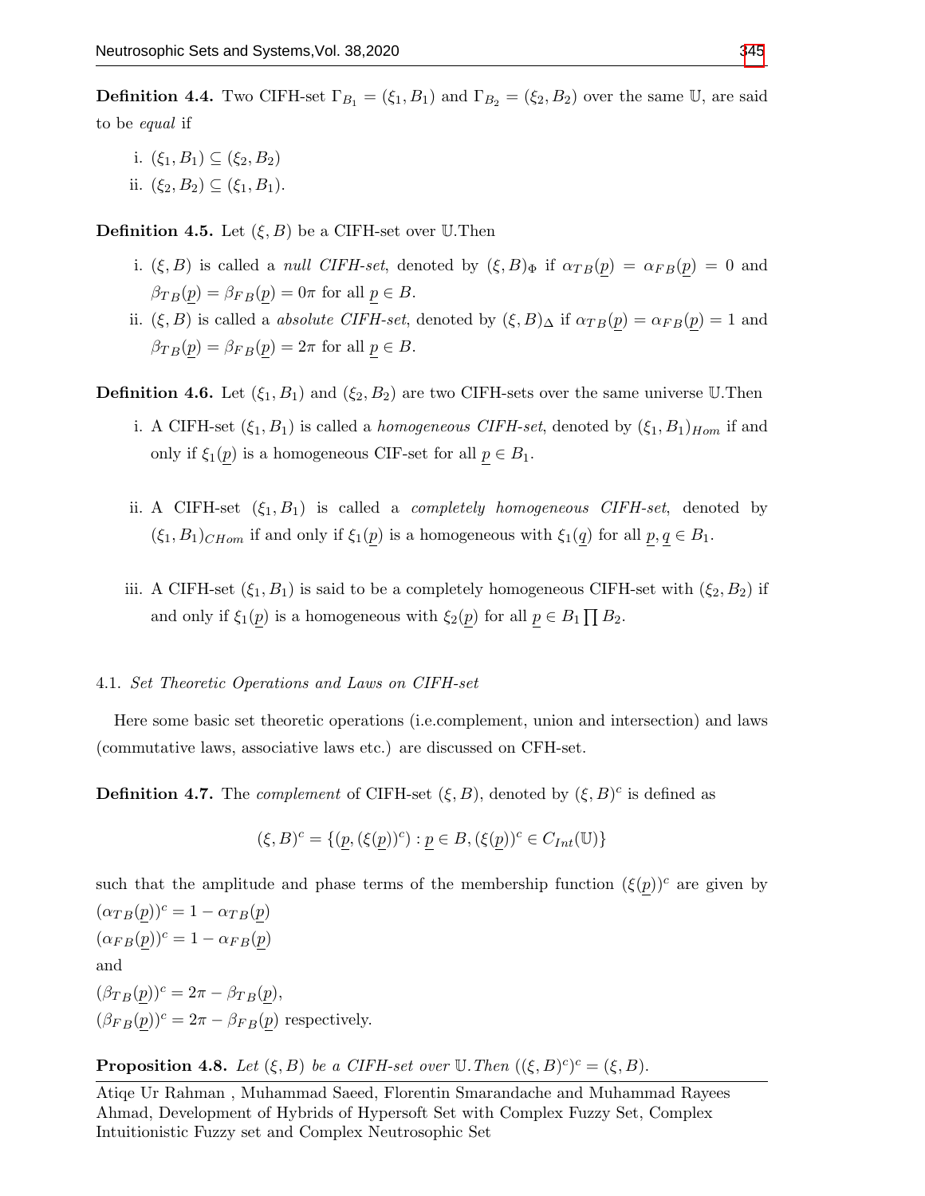**Definition 4.4.** Two CIFH-set $\Gamma_{B_1} = (\xi_1, B_1)$ and $\Gamma_{B_2} = (\xi_2, B_2)$ over the same $\mathbb{U}$, are said to be *equal* if

i. $(\xi_1, B_1) \subseteq (\xi_2, B_2)$

ii. $(\xi_2, B_2) \subseteq (\xi_1, B_1)$.

**Definition 4.5.** Let $(\xi, B)$ be a CIFH-set over $\mathbb{U}$.Then

i. $(\xi, B)$ is called a *null CIFH-set*, denoted by $(\xi, B)_\Phi$ if $\alpha_{TB}(\underline{p}) = \alpha_{FB}(\underline{p}) = 0$ and $\beta_{TB}(\underline{p}) = \beta_{FB}(\underline{p}) = 0\pi$ for all $\underline{p} \in B$.

ii. $(\xi, B)$ is called a *absolute CIFH-set*, denoted by $(\xi, B)_\Delta$ if $\alpha_{TB}(\underline{p}) = \alpha_{FB}(\underline{p}) = 1$ and $\beta_{TB}(\underline{p}) = \beta_{FB}(\underline{p}) = 2\pi$ for all $\underline{p} \in B$.

**Definition 4.6.** Let $(\xi_1, B_1)$ and $(\xi_2, B_2)$ are two CIFH-sets over the same universe $\mathbb{U}$.Then

i. A CIFH-set $(\xi_1, B_1)$ is called a *homogeneous CIFH-set*, denoted by $(\xi_1, B_1)_{Hom}$ if and only if $\xi_1(\underline{p})$ is a homogeneous CIF-set for all $\underline{p} \in B_1$.

ii. A CIFH-set $(\xi_1, B_1)$ is called a *completely homogeneous CIFH-set*, denoted by $(\xi_1, B_1)_{CHom}$ if and only if $\xi_1(\underline{p})$ is a homogeneous with $\xi_1(\underline{q})$ for all $\underline{p}, \underline{q} \in B_1$.

iii. A CIFH-set $(\xi_1, B_1)$ is said to be a completely homogeneous CIFH-set with $(\xi_2, B_2)$ if and only if $\xi_1(\underline{p})$ is a homogeneous with $\xi_2(\underline{p})$ for all $\underline{p} \in B_1 \prod B_2$.

### 4.1. *Set Theoretic Operations and Laws on CIFH-set*

Here some basic set theoretic operations (i.e.complement, union and intersection) and laws (commutative laws, associative laws etc.) are discussed on CFH-set.

**Definition 4.7.** The *complement* of CIFH-set $(\xi, B)$, denoted by $(\xi, B)^c$ is defined as

$$(\xi, B)^c = \{(\underline{p}, (\xi(\underline{p}))^c) : \underline{p} \in B, (\xi(\underline{p}))^c \in C_{Int}(\mathbb{U})\}$$

such that the amplitude and phase terms of the membership function $(\xi(\underline{p}))^c$ are given by
$(\alpha_{TB}(\underline{p}))^c = 1 - \alpha_{TB}(\underline{p})$
$(\alpha_{FB}(\underline{p}))^c = 1 - \alpha_{FB}(\underline{p})$
and
$(\beta_{TB}(\underline{p}))^c = 2\pi - \beta_{TB}(\underline{p})$,
$(\beta_{FB}(\underline{p}))^c = 2\pi - \beta_{FB}(\underline{p})$ respectively.

**Proposition 4.8.** *Let $(\xi, B)$ be a CIFH-set over $\mathbb{U}$.Then $((\xi, B)^c)^c = (\xi, B)$.*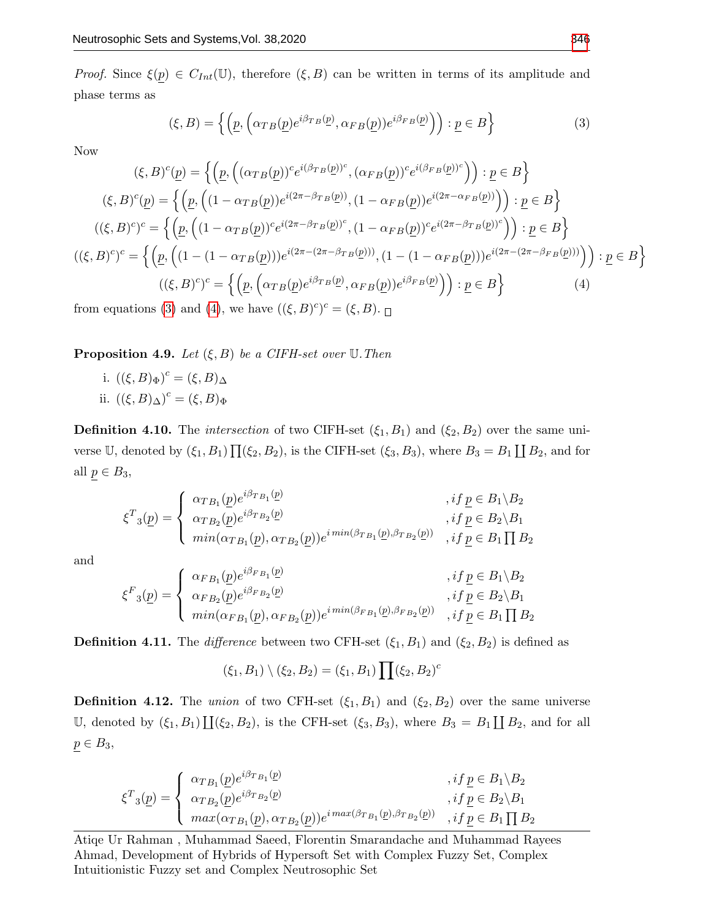*Proof.* Since $\xi(\underline{p}) \in C_{Int}(\mathbb{U})$, therefore $(\xi, B)$ can be written in terms of its amplitude and phase terms as

$$(\xi, B) = \left\{ \left( \underline{p}, \left( \alpha_{TB}(\underline{p}) e^{i\beta_{TB}(\underline{p})}, \alpha_{FB}(\underline{p})) e^{i\beta_{FB}(\underline{p})} \right) \right) : \underline{p} \in B \right\} \tag{3}$$

Now

$$(\xi, B)^c(\underline{p}) = \left\{ \left( \underline{p}, \left( (\alpha_{TB}(\underline{p}))^c e^{i(\beta_{TB}(\underline{p}))^c}, (\alpha_{FB}(\underline{p}))^c e^{i(\beta_{FB}(\underline{p}))^c} \right) \right) : \underline{p} \in B \right\}$$

$$(\xi, B)^c(\underline{p}) = \left\{ \left( \underline{p}, \left( (1 - \alpha_{TB}(\underline{p})) e^{i(2\pi - \beta_{TB}(\underline{p}))}, (1 - \alpha_{FB}(\underline{p})) e^{i(2\pi - \alpha_{FB}(\underline{p}))} \right) \right) : \underline{p} \in B \right\}$$

$$((\xi, B)^c)^c = \left\{ \left( \underline{p}, \left( (1 - \alpha_{TB}(\underline{p}))^c e^{i(2\pi - \beta_{TB}(\underline{p}))^c}, (1 - \alpha_{FB}(\underline{p}))^c e^{i(2\pi - \beta_{TB}(\underline{p}))^c} \right) \right) : \underline{p} \in B \right\}$$

$$((\xi, B)^c)^c = \left\{ \left( \underline{p}, \left( (1 - (1 - \alpha_{TB}(\underline{p}))) e^{i(2\pi - (2\pi - \beta_{TB}(\underline{p})))}, (1 - (1 - \alpha_{FB}(\underline{p}))) e^{i(2\pi - (2\pi - \beta_{FB}(\underline{p})))} \right) \right) : \underline{p} \in B \right\}$$

$$((\xi, B)^c)^c = \left\{ \left( \underline{p}, \left( \alpha_{TB}(\underline{p}) e^{i\beta_{TB}(\underline{p})}, \alpha_{FB}(\underline{p})) e^{i\beta_{FB}(\underline{p})} \right) \right) : \underline{p} \in B \right\} \tag{4}$$

from equations (3) and (4), we have $((\xi, B)^c)^c = (\xi, B)$. □

**Proposition 4.9.** *Let $(\xi, B)$ be a CIFH-set over $\mathbb{U}$. Then*

i. $((\xi, B)_\Phi)^c = (\xi, B)_\Delta$

ii. $((\xi, B)_\Delta)^c = (\xi, B)_\Phi$

**Definition 4.10.** The *intersection* of two CIFH-set $(\xi_1, B_1)$ and $(\xi_2, B_2)$ over the same universe $\mathbb{U}$, denoted by $(\xi_1, B_1) \prod (\xi_2, B_2)$, is the CIFH-set $(\xi_3, B_3)$, where $B_3 = B_1 \coprod B_2$, and for all $\underline{p} \in B_3$,

$$\xi^T{}_3(\underline{p}) = \begin{cases} \alpha_{TB_1}(\underline{p}) e^{i\beta_{TB_1}(\underline{p})} & , if\ \underline{p} \in B_1 \backslash B_2 \\ \alpha_{TB_2}(\underline{p}) e^{i\beta_{TB_2}(\underline{p})} & , if\ \underline{p} \in B_2 \backslash B_1 \\ min(\alpha_{TB_1}(\underline{p}), \alpha_{TB_2}(\underline{p})) e^{i\, min(\beta_{TB_1}(\underline{p}), \beta_{TB_2}(\underline{p}))} & , if\ \underline{p} \in B_1 \prod B_2 \end{cases}$$

and

$$\xi^F{}_3(\underline{p}) = \begin{cases} \alpha_{FB_1}(\underline{p}) e^{i\beta_{FB_1}(\underline{p})} & , if\ \underline{p} \in B_1 \backslash B_2 \\ \alpha_{FB_2}(\underline{p}) e^{i\beta_{FB_2}(\underline{p})} & , if\ \underline{p} \in B_2 \backslash B_1 \\ min(\alpha_{FB_1}(\underline{p}), \alpha_{FB_2}(\underline{p})) e^{i\, min(\beta_{FB_1}(\underline{p}), \beta_{FB_2}(\underline{p}))} & , if\ \underline{p} \in B_1 \prod B_2 \end{cases}$$

**Definition 4.11.** The *difference* between two CFH-set $(\xi_1, B_1)$ and $(\xi_2, B_2)$ is defined as

$$(\xi_1, B_1) \setminus (\xi_2, B_2) = (\xi_1, B_1) \prod (\xi_2, B_2)^c$$

**Definition 4.12.** The *union* of two CFH-set $(\xi_1, B_1)$ and $(\xi_2, B_2)$ over the same universe $\mathbb{U}$, denoted by $(\xi_1, B_1) \coprod (\xi_2, B_2)$, is the CFH-set $(\xi_3, B_3)$, where $B_3 = B_1 \coprod B_2$, and for all $\underline{p} \in B_3$,

$$\xi^T{}_3(\underline{p}) = \begin{cases} \alpha_{TB_1}(\underline{p}) e^{i\beta_{TB_1}(\underline{p})} & , if\ \underline{p} \in B_1 \backslash B_2 \\ \alpha_{TB_2}(\underline{p}) e^{i\beta_{TB_2}(\underline{p})} & , if\ \underline{p} \in B_2 \backslash B_1 \\ max(\alpha_{TB_1}(\underline{p}), \alpha_{TB_2}(\underline{p})) e^{i\, max(\beta_{TB_1}(\underline{p}), \beta_{TB_2}(\underline{p}))} & , if\ \underline{p} \in B_1 \prod B_2 \end{cases}$$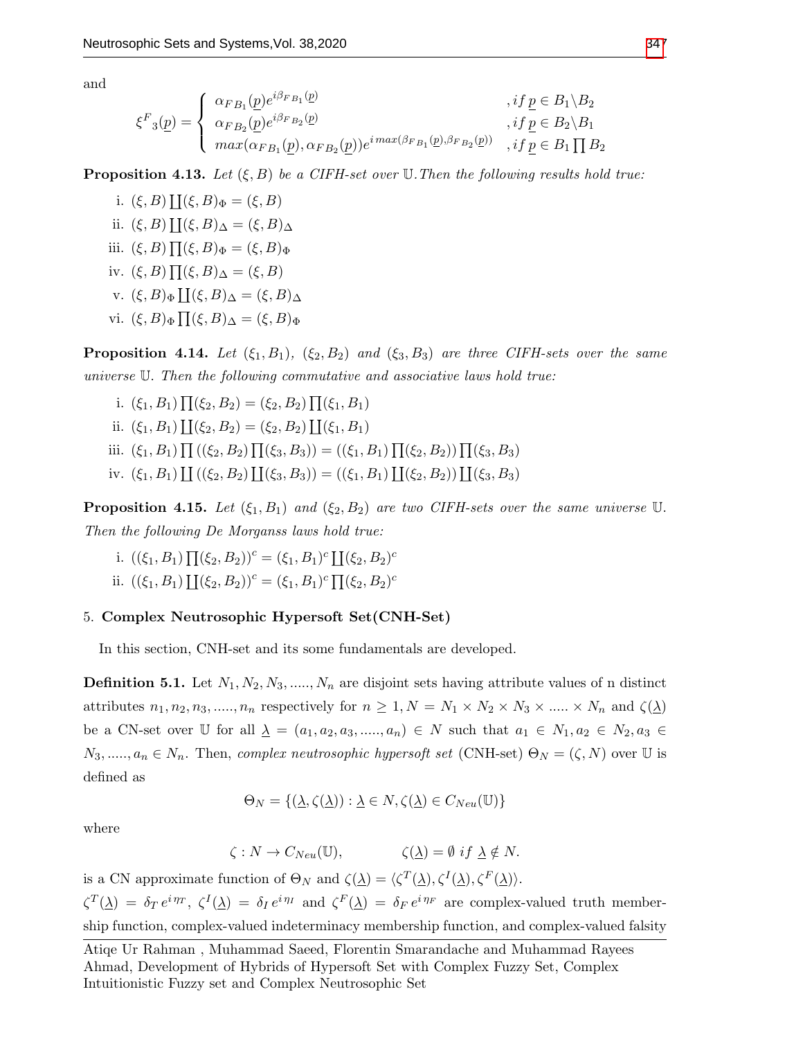and

$$\xi^F{}_3(\underline{p}) = \begin{cases} \alpha_{FB_1}(\underline{p})e^{i\beta_{FB_1}(\underline{p})} & , if\ \underline{p} \in B_1 \backslash B_2 \\ \alpha_{FB_2}(\underline{p})e^{i\beta_{FB_2}(\underline{p})} & , if\ \underline{p} \in B_2 \backslash B_1 \\ max(\alpha_{FB_1}(\underline{p}), \alpha_{FB_2}(\underline{p}))e^{i\,max(\beta_{FB_1}(\underline{p}),\beta_{FB_2}(\underline{p}))} & , if\ \underline{p} \in B_1 \prod B_2 \end{cases}$$

**Proposition 4.13.** *Let $(\xi, B)$ be a CIFH-set over $\mathbb{U}$. Then the following results hold true:*

i. $(\xi, B) \coprod (\xi, B)_\Phi = (\xi, B)$
ii. $(\xi, B) \coprod (\xi, B)_\Delta = (\xi, B)_\Delta$
iii. $(\xi, B) \prod (\xi, B)_\Phi = (\xi, B)_\Phi$
iv. $(\xi, B) \prod (\xi, B)_\Delta = (\xi, B)$
v. $(\xi, B)_\Phi \coprod (\xi, B)_\Delta = (\xi, B)_\Delta$
vi. $(\xi, B)_\Phi \prod (\xi, B)_\Delta = (\xi, B)_\Phi$

**Proposition 4.14.** *Let $(\xi_1, B_1)$, $(\xi_2, B_2)$ and $(\xi_3, B_3)$ are three CIFH-sets over the same universe $\mathbb{U}$. Then the following commutative and associative laws hold true:*

i. $(\xi_1, B_1) \prod (\xi_2, B_2) = (\xi_2, B_2) \prod (\xi_1, B_1)$
ii. $(\xi_1, B_1) \coprod (\xi_2, B_2) = (\xi_2, B_2) \coprod (\xi_1, B_1)$
iii. $(\xi_1, B_1) \prod ((\xi_2, B_2) \prod (\xi_3, B_3)) = ((\xi_1, B_1) \prod (\xi_2, B_2)) \prod (\xi_3, B_3)$
iv. $(\xi_1, B_1) \coprod ((\xi_2, B_2) \coprod (\xi_3, B_3)) = ((\xi_1, B_1) \coprod (\xi_2, B_2)) \coprod (\xi_3, B_3)$

**Proposition 4.15.** *Let $(\xi_1, B_1)$ and $(\xi_2, B_2)$ are two CIFH-sets over the same universe $\mathbb{U}$. Then the following De Morganss laws hold true:*

i. $((\xi_1, B_1) \prod (\xi_2, B_2))^c = (\xi_1, B_1)^c \coprod (\xi_2, B_2)^c$
ii. $((\xi_1, B_1) \coprod (\xi_2, B_2))^c = (\xi_1, B_1)^c \prod (\xi_2, B_2)^c$

## 5. Complex Neutrosophic Hypersoft Set(CNH-Set)

In this section, CNH-set and its some fundamentals are developed.

**Definition 5.1.** Let $N_1, N_2, N_3, \ldots\ldots, N_n$ are disjoint sets having attribute values of n distinct attributes $n_1, n_2, n_3, \ldots\ldots, n_n$ respectively for $n \geq 1, N = N_1 \times N_2 \times N_3 \times \ldots\ldots \times N_n$ and $\zeta(\underline{\lambda})$ be a CN-set over $\mathbb{U}$ for all $\underline{\lambda} = (a_1, a_2, a_3, \ldots\ldots, a_n) \in N$ such that $a_1 \in N_1, a_2 \in N_2, a_3 \in N_3, \ldots\ldots, a_n \in N_n$. Then, *complex neutrosophic hypersoft set* (CNH-set) $\Theta_N = (\zeta, N)$ over $\mathbb{U}$ is defined as

$$\Theta_N = \{(\underline{\lambda}, \zeta(\underline{\lambda})) : \underline{\lambda} \in N, \zeta(\underline{\lambda}) \in C_{Neu}(\mathbb{U})\}$$

where

$$\zeta : N \to C_{Neu}(\mathbb{U}), \qquad \zeta(\underline{\lambda}) = \emptyset\ if\ \underline{\lambda} \notin N.$$

is a CN approximate function of $\Theta_N$ and $\zeta(\underline{\lambda}) = \langle \zeta^T(\underline{\lambda}), \zeta^I(\underline{\lambda}), \zeta^F(\underline{\lambda}) \rangle$.
$\zeta^T(\underline{\lambda}) = \delta_T\, e^{i\,\eta_T}$, $\zeta^I(\underline{\lambda}) = \delta_I\, e^{i\,\eta_I}$ and $\zeta^F(\underline{\lambda}) = \delta_F\, e^{i\,\eta_F}$ are complex-valued truth membership function, complex-valued indeterminacy membership function, and complex-valued falsity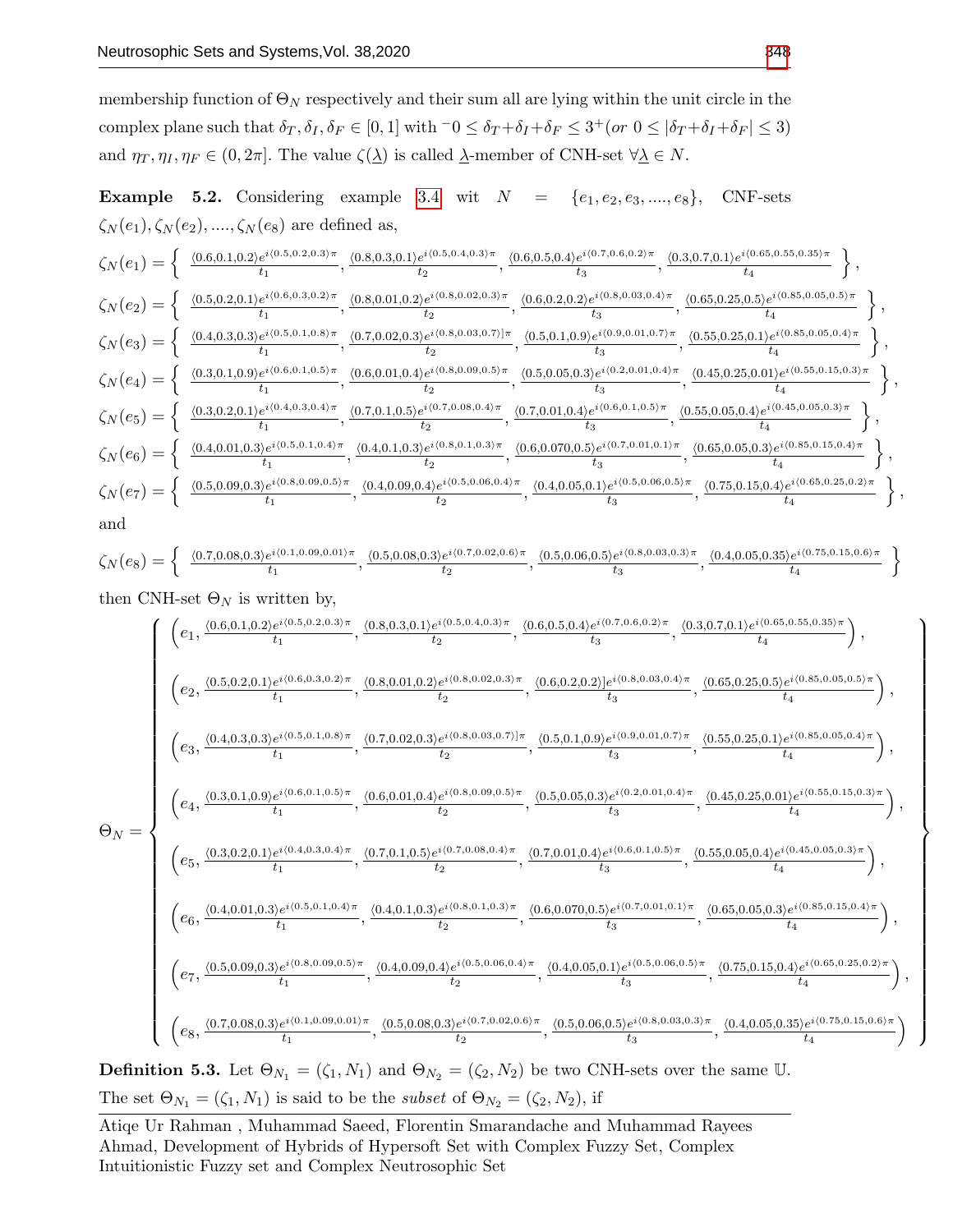membership function of $\Theta_N$ respectively and their sum all are lying within the unit circle in the complex plane such that $\delta_T, \delta_I, \delta_F \in [0,1]$ with $^-0 \leq \delta_T + \delta_I + \delta_F \leq 3^+ (or\ 0 \leq |\delta_T + \delta_I + \delta_F| \leq 3)$ and $\eta_T, \eta_I, \eta_F \in (0, 2\pi]$. The value $\zeta(\underline{\lambda})$ is called $\underline{\lambda}$-member of CNH-set $\forall \underline{\lambda} \in N$.

**Example 5.2.** Considering example 3.4 wit $N = \{e_1, e_2, e_3, ...., e_8\}$, CNF-sets $\zeta_N(e_1), \zeta_N(e_2), ...., \zeta_N(e_8)$ are defined as,

$$\zeta_N(e_1) = \left\{ \frac{\langle 0.6,0.1,0.2\rangle e^{i\langle 0.5,0.2,0.3\rangle \pi}}{t_1}, \frac{\langle 0.8,0.3,0.1\rangle e^{i\langle 0.5,0.4,0.3\rangle \pi}}{t_2}, \frac{\langle 0.6,0.5,0.4\rangle e^{i\langle 0.7,0.6,0.2\rangle \pi}}{t_3}, \frac{\langle 0.3,0.7,0.1\rangle e^{i\langle 0.65,0.55,0.35\rangle \pi}}{t_4} \right\},$$

$$\zeta_N(e_2) = \left\{ \frac{\langle 0.5,0.2,0.1\rangle e^{i\langle 0.6,0.3,0.2\rangle \pi}}{t_1}, \frac{\langle 0.8,0.01,0.2\rangle e^{i\langle 0.8,0.02,0.3\rangle \pi}}{t_2}, \frac{\langle 0.6,0.2,0.2\rangle e^{i\langle 0.8,0.03,0.4\rangle \pi}}{t_3}, \frac{\langle 0.65,0.25,0.5\rangle e^{i\langle 0.85,0.05,0.5\rangle \pi}}{t_4} \right\},$$

$$\zeta_N(e_3) = \left\{ \frac{\langle 0.4,0.3,0.3\rangle e^{i\langle 0.5,0.1,0.8\rangle \pi}}{t_1}, \frac{\langle 0.7,0.02,0.3\rangle e^{i\langle 0.8,0.03,0.7\rangle ]\pi}}{t_2}, \frac{\langle 0.5,0.1,0.9\rangle e^{i\langle 0.9,0.01,0.7\rangle \pi}}{t_3}, \frac{\langle 0.55,0.25,0.1\rangle e^{i\langle 0.85,0.05,0.4\rangle \pi}}{t_4} \right\},$$

$$\zeta_N(e_4) = \left\{ \frac{\langle 0.3,0.1,0.9\rangle e^{i\langle 0.6,0.1,0.5\rangle \pi}}{t_1}, \frac{\langle 0.6,0.01,0.4\rangle e^{i\langle 0.8,0.09,0.5\rangle \pi}}{t_2}, \frac{\langle 0.5,0.05,0.3\rangle e^{i\langle 0.2,0.01,0.4\rangle \pi}}{t_3}, \frac{\langle 0.45,0.25,0.01\rangle e^{i\langle 0.55,0.15,0.3\rangle \pi}}{t_4} \right\},$$

$$\zeta_N(e_5) = \left\{ \frac{\langle 0.3,0.2,0.1\rangle e^{i\langle 0.4,0.3,0.4\rangle \pi}}{t_1}, \frac{\langle 0.7,0.1,0.5\rangle e^{i\langle 0.7,0.08,0.4\rangle \pi}}{t_2}, \frac{\langle 0.7,0.01,0.4\rangle e^{i\langle 0.6,0.1,0.5\rangle \pi}}{t_3}, \frac{\langle 0.55,0.05,0.4\rangle e^{i\langle 0.45,0.05,0.3\rangle \pi}}{t_4} \right\},$$

$$\zeta_N(e_6) = \left\{ \frac{\langle 0.4,0.01,0.3\rangle e^{i\langle 0.5,0.1,0.4\rangle \pi}}{t_1}, \frac{\langle 0.4,0.1,0.3\rangle e^{i\langle 0.8,0.1,0.3\rangle \pi}}{t_2}, \frac{\langle 0.6,0.070,0.5\rangle e^{i\langle 0.7,0.01,0.1\rangle \pi}}{t_3}, \frac{\langle 0.65,0.05,0.3\rangle e^{i\langle 0.85,0.15,0.4\rangle \pi}}{t_4} \right\},$$

$$\zeta_N(e_7) = \left\{ \frac{\langle 0.5,0.09,0.3\rangle e^{i\langle 0.8,0.09,0.5\rangle \pi}}{t_1}, \frac{\langle 0.4,0.09,0.4\rangle e^{i\langle 0.5,0.06,0.4\rangle \pi}}{t_2}, \frac{\langle 0.4,0.05,0.1\rangle e^{i\langle 0.5,0.06,0.5\rangle \pi}}{t_3}, \frac{\langle 0.75,0.15,0.4\rangle e^{i\langle 0.65,0.25,0.2\rangle \pi}}{t_4} \right\},$$

and

$$\zeta_N(e_8) = \left\{ \frac{\langle 0.7,0.08,0.3\rangle e^{i\langle 0.1,0.09,0.01\rangle \pi}}{t_1}, \frac{\langle 0.5,0.08,0.3\rangle e^{i\langle 0.7,0.02,0.6\rangle \pi}}{t_2}, \frac{\langle 0.5,0.06,0.5\rangle e^{i\langle 0.8,0.03,0.3\rangle \pi}}{t_3}, \frac{\langle 0.4,0.05,0.35\rangle e^{i\langle 0.75,0.15,0.6\rangle \pi}}{t_4} \right\}$$

then CNH-set $\Theta_N$ is written by,

$$\Theta_N = \left\{ \begin{array}{l}
\left( e_1, \frac{\langle 0.6,0.1,0.2\rangle e^{i\langle 0.5,0.2,0.3\rangle \pi}}{t_1}, \frac{\langle 0.8,0.3,0.1\rangle e^{i\langle 0.5,0.4,0.3\rangle \pi}}{t_2}, \frac{\langle 0.6,0.5,0.4\rangle e^{i\langle 0.7,0.6,0.2\rangle \pi}}{t_3}, \frac{\langle 0.3,0.7,0.1\rangle e^{i\langle 0.65,0.55,0.35\rangle \pi}}{t_4} \right), \\
\left( e_2, \frac{\langle 0.5,0.2,0.1\rangle e^{i\langle 0.6,0.3,0.2\rangle \pi}}{t_1}, \frac{\langle 0.8,0.01,0.2\rangle e^{i\langle 0.8,0.02,0.3\rangle \pi}}{t_2}, \frac{\langle 0.6,0.2,0.2\rangle ] e^{i\langle 0.8,0.03,0.4\rangle \pi}}{t_3}, \frac{\langle 0.65,0.25,0.5\rangle e^{i\langle 0.85,0.05,0.5\rangle \pi}}{t_4} \right), \\
\left( e_3, \frac{\langle 0.4,0.3,0.3\rangle e^{i\langle 0.5,0.1,0.8\rangle \pi}}{t_1}, \frac{\langle 0.7,0.02,0.3\rangle e^{i\langle 0.8,0.03,0.7\rangle ]\pi}}{t_2}, \frac{\langle 0.5,0.1,0.9\rangle e^{i\langle 0.9,0.01,0.7\rangle \pi}}{t_3}, \frac{\langle 0.55,0.25,0.1\rangle e^{i\langle 0.85,0.05,0.4\rangle \pi}}{t_4} \right), \\
\left( e_4, \frac{\langle 0.3,0.1,0.9\rangle e^{i\langle 0.6,0.1,0.5\rangle \pi}}{t_1}, \frac{\langle 0.6,0.01,0.4\rangle e^{i\langle 0.8,0.09,0.5\rangle \pi}}{t_2}, \frac{\langle 0.5,0.05,0.3\rangle e^{i\langle 0.2,0.01,0.4\rangle \pi}}{t_3}, \frac{\langle 0.45,0.25,0.01\rangle e^{i\langle 0.55,0.15,0.3\rangle \pi}}{t_4} \right), \\
\left( e_5, \frac{\langle 0.3,0.2,0.1\rangle e^{i\langle 0.4,0.3,0.4\rangle \pi}}{t_1}, \frac{\langle 0.7,0.1,0.5\rangle e^{i\langle 0.7,0.08,0.4\rangle \pi}}{t_2}, \frac{\langle 0.7,0.01,0.4\rangle e^{i\langle 0.6,0.1,0.5\rangle \pi}}{t_3}, \frac{\langle 0.55,0.05,0.4\rangle e^{i\langle 0.45,0.05,0.3\rangle \pi}}{t_4} \right), \\
\left( e_6, \frac{\langle 0.4,0.01,0.3\rangle e^{i\langle 0.5,0.1,0.4\rangle \pi}}{t_1}, \frac{\langle 0.4,0.1,0.3\rangle e^{i\langle 0.8,0.1,0.3\rangle \pi}}{t_2}, \frac{\langle 0.6,0.070,0.5\rangle e^{i\langle 0.7,0.01,0.1\rangle \pi}}{t_3}, \frac{\langle 0.65,0.05,0.3\rangle e^{i\langle 0.85,0.15,0.4\rangle \pi}}{t_4} \right), \\
\left( e_7, \frac{\langle 0.5,0.09,0.3\rangle e^{i\langle 0.8,0.09,0.5\rangle \pi}}{t_1}, \frac{\langle 0.4,0.09,0.4\rangle e^{i\langle 0.5,0.06,0.4\rangle \pi}}{t_2}, \frac{\langle 0.4,0.05,0.1\rangle e^{i\langle 0.5,0.06,0.5\rangle \pi}}{t_3}, \frac{\langle 0.75,0.15,0.4\rangle e^{i\langle 0.65,0.25,0.2\rangle \pi}}{t_4} \right), \\
\left( e_8, \frac{\langle 0.7,0.08,0.3\rangle e^{i\langle 0.1,0.09,0.01\rangle \pi}}{t_1}, \frac{\langle 0.5,0.08,0.3\rangle e^{i\langle 0.7,0.02,0.6\rangle \pi}}{t_2}, \frac{\langle 0.5,0.06,0.5\rangle e^{i\langle 0.8,0.03,0.3\rangle \pi}}{t_3}, \frac{\langle 0.4,0.05,0.35\rangle e^{i\langle 0.75,0.15,0.6\rangle \pi}}{t_4} \right)
\end{array} \right\}$$

**Definition 5.3.** Let $\Theta_{N_1} = (\zeta_1, N_1)$ and $\Theta_{N_2} = (\zeta_2, N_2)$ be two CNH-sets over the same $\mathbb{U}$. The set $\Theta_{N_1} = (\zeta_1, N_1)$ is said to be the *subset* of $\Theta_{N_2} = (\zeta_2, N_2)$, if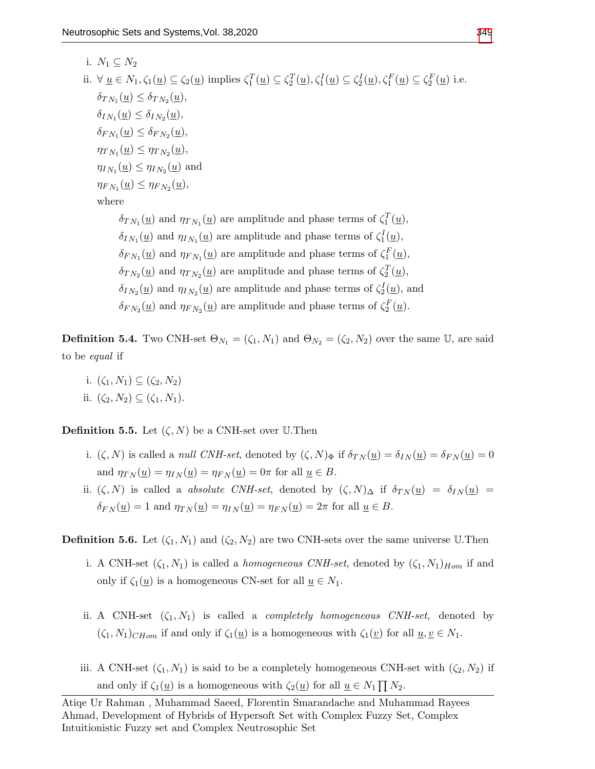i. $N_1 \subseteq N_2$

ii. $\forall\ \underline{u} \in N_1, \zeta_1(\underline{u}) \subseteq \zeta_2(\underline{u})$ implies $\zeta_1^T(\underline{u}) \subseteq \zeta_2^T(\underline{u}), \zeta_1^I(\underline{u}) \subseteq \zeta_2^I(\underline{u}), \zeta_1^F(\underline{u}) \subseteq \zeta_2^F(\underline{u})$ i.e.

$\delta_{TN_1}(\underline{u}) \leq \delta_{TN_2}(\underline{u})$,

$\delta_{IN_1}(\underline{u}) \leq \delta_{IN_2}(\underline{u})$,

$\delta_{FN_1}(\underline{u}) \leq \delta_{FN_2}(\underline{u})$,

$\eta_{TN_1}(\underline{u}) \leq \eta_{TN_2}(\underline{u})$,

$\eta_{IN_1}(\underline{u}) \leq \eta_{IN_2}(\underline{u})$ and

$\eta_{FN_1}(\underline{u}) \leq \eta_{FN_2}(\underline{u})$,

where

$\delta_{TN_1}(\underline{u})$ and $\eta_{TN_1}(\underline{u})$ are amplitude and phase terms of $\zeta_1^T(\underline{u})$,

$\delta_{IN_1}(\underline{u})$ and $\eta_{IN_1}(\underline{u})$ are amplitude and phase terms of $\zeta_1^I(\underline{u})$,

$\delta_{FN_1}(\underline{u})$ and $\eta_{FN_1}(\underline{u})$ are amplitude and phase terms of $\zeta_1^F(\underline{u})$,

$\delta_{TN_2}(\underline{u})$ and $\eta_{TN_2}(\underline{u})$ are amplitude and phase terms of $\zeta_2^T(\underline{u})$,

$\delta_{IN_2}(\underline{u})$ and $\eta_{IN_2}(\underline{u})$ are amplitude and phase terms of $\zeta_2^I(\underline{u})$, and

$\delta_{FN_2}(\underline{u})$ and $\eta_{FN_2}(\underline{u})$ are amplitude and phase terms of $\zeta_2^F(\underline{u})$.

**Definition 5.4.** Two CNH-set $\Theta_{N_1} = (\zeta_1, N_1)$ and $\Theta_{N_2} = (\zeta_2, N_2)$ over the same $\mathbb{U}$, are said to be *equal* if

i. $(\zeta_1, N_1) \subseteq (\zeta_2, N_2)$

ii. $(\zeta_2, N_2) \subseteq (\zeta_1, N_1)$.

**Definition 5.5.** Let $(\zeta, N)$ be a CNH-set over $\mathbb{U}$.Then

i. $(\zeta, N)$ is called a *null CNH-set*, denoted by $(\zeta, N)_\Phi$ if $\delta_{TN}(\underline{u}) = \delta_{IN}(\underline{u}) = \delta_{FN}(\underline{u}) = 0$ and $\eta_{TN}(\underline{u}) = \eta_{IN}(\underline{u}) = \eta_{FN}(\underline{u}) = 0\pi$ for all $\underline{u} \in B$.

ii. $(\zeta, N)$ is called a *absolute CNH-set*, denoted by $(\zeta, N)_\Delta$ if $\delta_{TN}(\underline{u}) = \delta_{IN}(\underline{u}) = \delta_{FN}(\underline{u}) = 1$ and $\eta_{TN}(\underline{u}) = \eta_{IN}(\underline{u}) = \eta_{FN}(\underline{u}) = 2\pi$ for all $\underline{u} \in B$.

**Definition 5.6.** Let $(\zeta_1, N_1)$ and $(\zeta_2, N_2)$ are two CNH-sets over the same universe $\mathbb{U}$.Then

i. A CNH-set $(\zeta_1, N_1)$ is called a *homogeneous CNH-set*, denoted by $(\zeta_1, N_1)_{Hom}$ if and only if $\zeta_1(\underline{u})$ is a homogeneous CN-set for all $\underline{u} \in N_1$.

ii. A CNH-set $(\zeta_1, N_1)$ is called a *completely homogeneous CNH-set*, denoted by $(\zeta_1, N_1)_{CHom}$ if and only if $\zeta_1(\underline{u})$ is a homogeneous with $\zeta_1(\underline{v})$ for all $\underline{u}, \underline{v} \in N_1$.

iii. A CNH-set $(\zeta_1, N_1)$ is said to be a completely homogeneous CNH-set with $(\zeta_2, N_2)$ if and only if $\zeta_1(\underline{u})$ is a homogeneous with $\zeta_2(\underline{u})$ for all $\underline{u} \in N_1 \prod N_2$.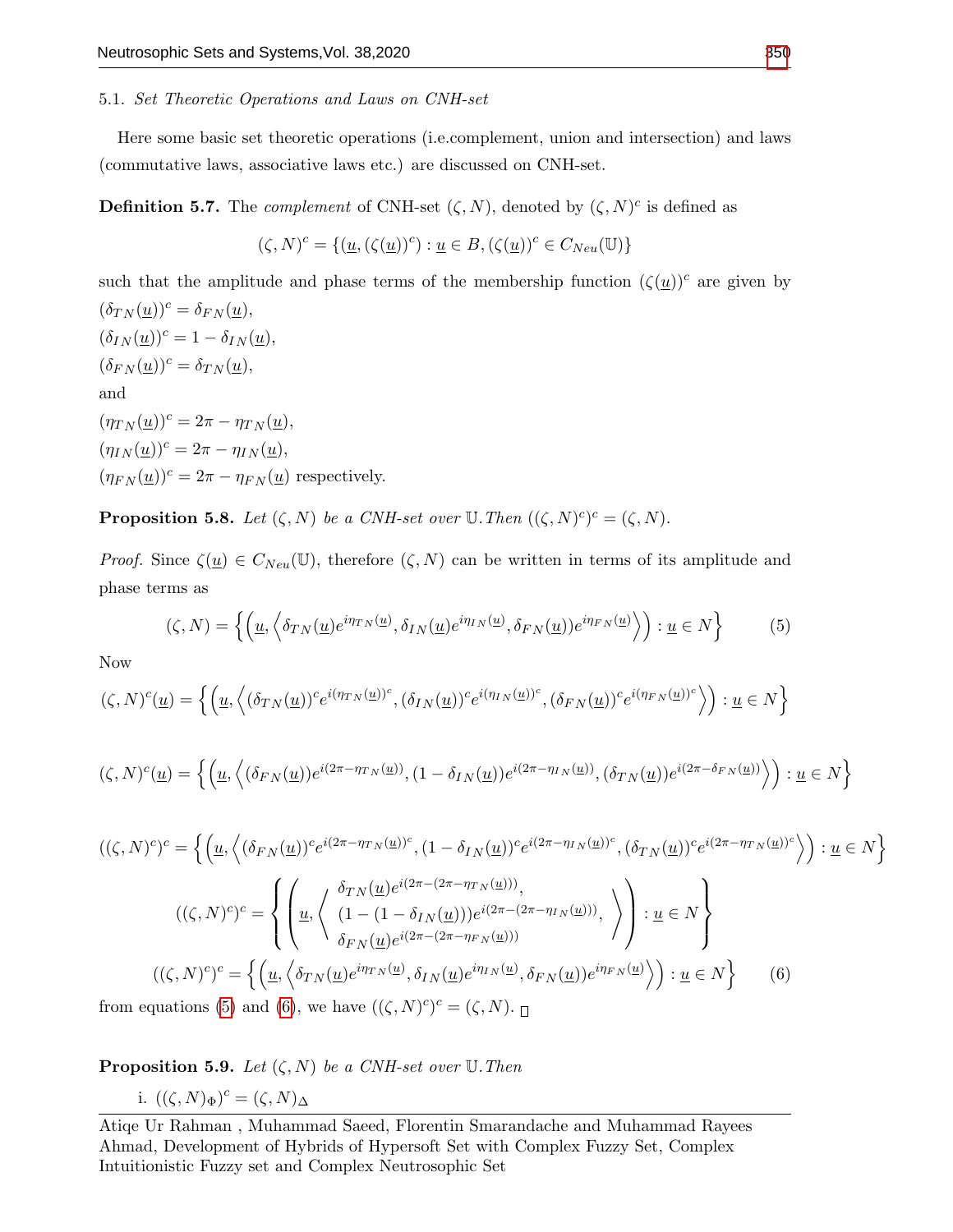5.1. *Set Theoretic Operations and Laws on CNH-set*

Here some basic set theoretic operations (i.e.complement, union and intersection) and laws (commutative laws, associative laws etc.) are discussed on CNH-set.

**Definition 5.7.** The *complement* of CNH-set $(\zeta, N)$, denoted by $(\zeta, N)^c$ is defined as

$$(\zeta, N)^c = \{(\underline{u}, (\zeta(\underline{u}))^c) : \underline{u} \in B, (\zeta(\underline{u}))^c \in C_{Neu}(\mathbb{U})\}$$

such that the amplitude and phase terms of the membership function $(\zeta(\underline{u}))^c$ are given by
$(\delta_{TN}(\underline{u}))^c = \delta_{FN}(\underline{u})$,
$(\delta_{IN}(\underline{u}))^c = 1 - \delta_{IN}(\underline{u})$,
$(\delta_{FN}(\underline{u}))^c = \delta_{TN}(\underline{u})$,
and
$(\eta_{TN}(\underline{u}))^c = 2\pi - \eta_{TN}(\underline{u})$,
$(\eta_{IN}(\underline{u}))^c = 2\pi - \eta_{IN}(\underline{u})$,
$(\eta_{FN}(\underline{u}))^c = 2\pi - \eta_{FN}(\underline{u})$ respectively.

**Proposition 5.8.** *Let $(\zeta, N)$ be a CNH-set over $\mathbb{U}$. Then $((\zeta, N)^c)^c = (\zeta, N)$.*

*Proof.* Since $\zeta(\underline{u}) \in C_{Neu}(\mathbb{U})$, therefore $(\zeta, N)$ can be written in terms of its amplitude and phase terms as

$$(\zeta, N) = \left\{ \left( \underline{u}, \left\langle \delta_{TN}(\underline{u}) e^{i\eta_{TN}(\underline{u})}, \delta_{IN}(\underline{u}) e^{i\eta_{IN}(\underline{u})}, \delta_{FN}(\underline{u})) e^{i\eta_{FN}(\underline{u})} \right\rangle \right) : \underline{u} \in N \right\} \tag{5}$$

Now

$$(\zeta, N)^c(\underline{u}) = \left\{ \left( \underline{u}, \left\langle (\delta_{TN}(\underline{u}))^c e^{i(\eta_{TN}(\underline{u}))^c}, (\delta_{IN}(\underline{u}))^c e^{i(\eta_{IN}(\underline{u}))^c}, (\delta_{FN}(\underline{u}))^c e^{i(\eta_{FN}(\underline{u}))^c} \right\rangle \right) : \underline{u} \in N \right\}$$

$$(\zeta, N)^c(\underline{u}) = \left\{ \left( \underline{u}, \left\langle (\delta_{FN}(\underline{u})) e^{i(2\pi - \eta_{TN}(\underline{u}))}, (1 - \delta_{IN}(\underline{u})) e^{i(2\pi - \eta_{IN}(\underline{u}))}, (\delta_{TN}(\underline{u})) e^{i(2\pi - \delta_{FN}(\underline{u}))} \right\rangle \right) : \underline{u} \in N \right\}$$

$$((\zeta, N)^c)^c = \left\{ \left( \underline{u}, \left\langle (\delta_{FN}(\underline{u}))^c e^{i(2\pi - \eta_{TN}(\underline{u}))^c}, (1 - \delta_{IN}(\underline{u}))^c e^{i(2\pi - \eta_{IN}(\underline{u}))^c}, (\delta_{TN}(\underline{u}))^c e^{i(2\pi - \eta_{TN}(\underline{u}))^c} \right\rangle \right) : \underline{u} \in N \right\}$$

$$((\zeta, N)^c)^c = \left\{ \left( \underline{u}, \left\langle \begin{array}{c} \delta_{TN}(\underline{u}) e^{i(2\pi - (2\pi - \eta_{TN}(\underline{u})))}, \\ (1 - (1 - \delta_{IN}(\underline{u}))) e^{i(2\pi - (2\pi - \eta_{IN}(\underline{u})))}, \\ \delta_{FN}(\underline{u}) e^{i(2\pi - (2\pi - \eta_{FN}(\underline{u})))} \end{array} \right\rangle \right) : \underline{u} \in N \right\}$$

$$((\zeta, N)^c)^c = \left\{ \left( \underline{u}, \left\langle \delta_{TN}(\underline{u}) e^{i\eta_{TN}(\underline{u})}, \delta_{IN}(\underline{u}) e^{i\eta_{IN}(\underline{u})}, \delta_{FN}(\underline{u})) e^{i\eta_{FN}(\underline{u})} \right\rangle \right) : \underline{u} \in N \right\} \tag{6}$$

from equations (5) and (6), we have $((\zeta, N)^c)^c = (\zeta, N)$. □

**Proposition 5.9.** *Let $(\zeta, N)$ be a CNH-set over $\mathbb{U}$. Then*

i. $((\zeta, N)_{\Phi})^c = (\zeta, N)_{\Delta}$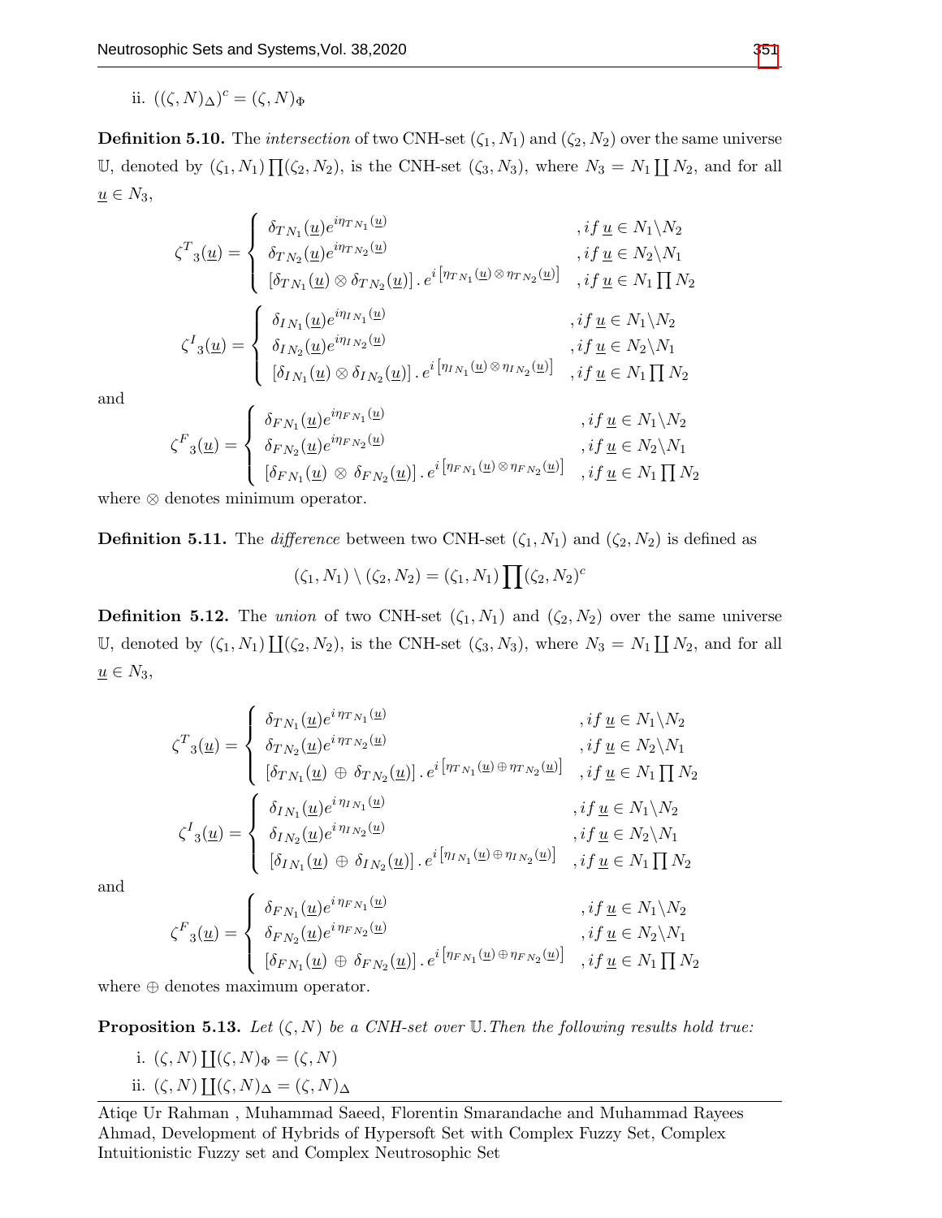ii. $((\zeta, N)_{\Delta})^c = (\zeta, N)_{\Phi}$

**Definition 5.10.** The *intersection* of two CNH-set $(\zeta_1, N_1)$ and $(\zeta_2, N_2)$ over the same universe $\mathbb{U}$, denoted by $(\zeta_1, N_1) \prod (\zeta_2, N_2)$, is the CNH-set $(\zeta_3, N_3)$, where $N_3 = N_1 \coprod N_2$, and for all $\underline{u} \in N_3$,

$$\zeta^T{}_3(\underline{u}) = \begin{cases} \delta_{TN_1}(\underline{u}) e^{i\eta_{TN_1}(\underline{u})} & , if\ \underline{u} \in N_1 \backslash N_2 \\ \delta_{TN_2}(\underline{u}) e^{i\eta_{TN_2}(\underline{u})} & , if\ \underline{u} \in N_2 \backslash N_1 \\ [\delta_{TN_1}(\underline{u}) \otimes \delta_{TN_2}(\underline{u})] \,.\, e^{i\left[\eta_{TN_1}(\underline{u}) \otimes \eta_{TN_2}(\underline{u})\right]} & , if\ \underline{u} \in N_1 \prod N_2 \end{cases}$$

$$\zeta^I{}_3(\underline{u}) = \begin{cases} \delta_{IN_1}(\underline{u}) e^{i\eta_{IN_1}(\underline{u})} & , if\ \underline{u} \in N_1 \backslash N_2 \\ \delta_{IN_2}(\underline{u}) e^{i\eta_{IN_2}(\underline{u})} & , if\ \underline{u} \in N_2 \backslash N_1 \\ [\delta_{IN_1}(\underline{u}) \otimes \delta_{IN_2}(\underline{u})] \,.\, e^{i\left[\eta_{IN_1}(\underline{u}) \otimes \eta_{IN_2}(\underline{u})\right]} & , if\ \underline{u} \in N_1 \prod N_2 \end{cases}$$

and

$$\zeta^F{}_3(\underline{u}) = \begin{cases} \delta_{FN_1}(\underline{u}) e^{i\eta_{FN_1}(\underline{u})} & , if\ \underline{u} \in N_1 \backslash N_2 \\ \delta_{FN_2}(\underline{u}) e^{i\eta_{FN_2}(\underline{u})} & , if\ \underline{u} \in N_2 \backslash N_1 \\ [\delta_{FN_1}(\underline{u}) \otimes \delta_{FN_2}(\underline{u})] \,.\, e^{i\left[\eta_{FN_1}(\underline{u}) \otimes \eta_{FN_2}(\underline{u})\right]} & , if\ \underline{u} \in N_1 \prod N_2 \end{cases}$$

where $\otimes$ denotes minimum operator.

**Definition 5.11.** The *difference* between two CNH-set $(\zeta_1, N_1)$ and $(\zeta_2, N_2)$ is defined as

$$(\zeta_1, N_1) \setminus (\zeta_2, N_2) = (\zeta_1, N_1) \prod (\zeta_2, N_2)^c$$

**Definition 5.12.** The *union* of two CNH-set $(\zeta_1, N_1)$ and $(\zeta_2, N_2)$ over the same universe $\mathbb{U}$, denoted by $(\zeta_1, N_1) \coprod (\zeta_2, N_2)$, is the CNH-set $(\zeta_3, N_3)$, where $N_3 = N_1 \coprod N_2$, and for all $\underline{u} \in N_3$,

$$\zeta^T{}_3(\underline{u}) = \begin{cases} \delta_{TN_1}(\underline{u}) e^{i\,\eta_{TN_1}(\underline{u})} & , if\ \underline{u} \in N_1 \backslash N_2 \\ \delta_{TN_2}(\underline{u}) e^{i\,\eta_{TN_2}(\underline{u})} & , if\ \underline{u} \in N_2 \backslash N_1 \\ [\delta_{TN_1}(\underline{u}) \oplus \delta_{TN_2}(\underline{u})] \,.\, e^{i\left[\eta_{TN_1}(\underline{u}) \oplus \eta_{TN_2}(\underline{u})\right]} & , if\ \underline{u} \in N_1 \prod N_2 \end{cases}$$

$$\zeta^I{}_3(\underline{u}) = \begin{cases} \delta_{IN_1}(\underline{u}) e^{i\,\eta_{IN_1}(\underline{u})} & , if\ \underline{u} \in N_1 \backslash N_2 \\ \delta_{IN_2}(\underline{u}) e^{i\,\eta_{IN_2}(\underline{u})} & , if\ \underline{u} \in N_2 \backslash N_1 \\ [\delta_{IN_1}(\underline{u}) \oplus \delta_{IN_2}(\underline{u})] \,.\, e^{i\left[\eta_{IN_1}(\underline{u}) \oplus \eta_{IN_2}(\underline{u})\right]} & , if\ \underline{u} \in N_1 \prod N_2 \end{cases}$$

and

$$\zeta^F{}_3(\underline{u}) = \begin{cases} \delta_{FN_1}(\underline{u}) e^{i\,\eta_{FN_1}(\underline{u})} & , if\ \underline{u} \in N_1 \backslash N_2 \\ \delta_{FN_2}(\underline{u}) e^{i\,\eta_{FN_2}(\underline{u})} & , if\ \underline{u} \in N_2 \backslash N_1 \\ [\delta_{FN_1}(\underline{u}) \oplus \delta_{FN_2}(\underline{u})] \,.\, e^{i\left[\eta_{FN_1}(\underline{u}) \oplus \eta_{FN_2}(\underline{u})\right]} & , if\ \underline{u} \in N_1 \prod N_2 \end{cases}$$

where $\oplus$ denotes maximum operator.

**Proposition 5.13.** *Let $(\zeta, N)$ be a CNH-set over $\mathbb{U}$. Then the following results hold true:*

i. $(\zeta, N) \coprod (\zeta, N)_{\Phi} = (\zeta, N)$

ii. $(\zeta, N) \coprod (\zeta, N)_{\Delta} = (\zeta, N)_{\Delta}$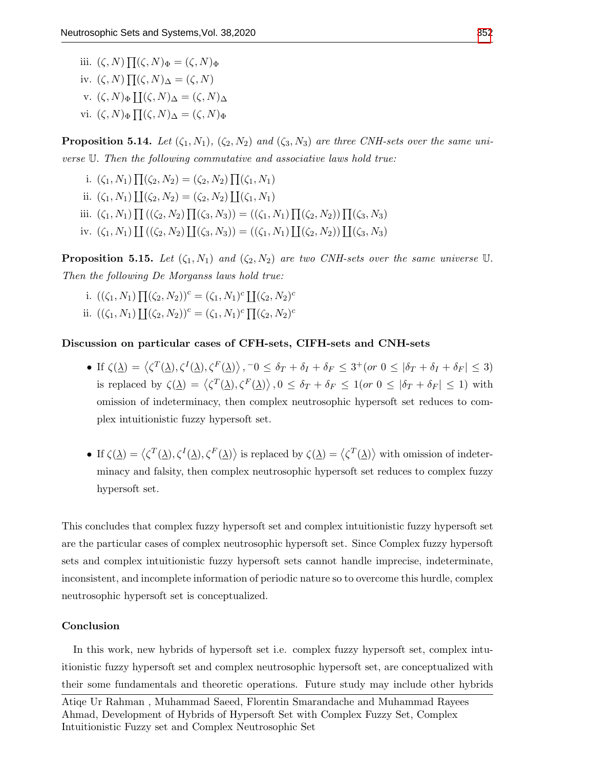iii. $(\zeta, N) \prod (\zeta, N)_{\Phi} = (\zeta, N)_{\Phi}$

iv. $(\zeta, N) \prod (\zeta, N)_{\Delta} = (\zeta, N)$

v. $(\zeta, N)_{\Phi} \coprod (\zeta, N)_{\Delta} = (\zeta, N)_{\Delta}$

vi. $(\zeta, N)_{\Phi} \prod (\zeta, N)_{\Delta} = (\zeta, N)_{\Phi}$

**Proposition 5.14.** *Let $(\zeta_1, N_1)$, $(\zeta_2, N_2)$ and $(\zeta_3, N_3)$ are three CNH-sets over the same universe $\mathbb{U}$. Then the following commutative and associative laws hold true:*

i. $(\zeta_1, N_1) \prod (\zeta_2, N_2) = (\zeta_2, N_2) \prod (\zeta_1, N_1)$

ii. $(\zeta_1, N_1) \coprod (\zeta_2, N_2) = (\zeta_2, N_2) \coprod (\zeta_1, N_1)$

iii. $(\zeta_1, N_1) \prod ((\zeta_2, N_2) \prod (\zeta_3, N_3)) = ((\zeta_1, N_1) \prod (\zeta_2, N_2)) \prod (\zeta_3, N_3)$

iv. $(\zeta_1, N_1) \coprod ((\zeta_2, N_2) \coprod (\zeta_3, N_3)) = ((\zeta_1, N_1) \coprod (\zeta_2, N_2)) \coprod (\zeta_3, N_3)$

**Proposition 5.15.** *Let $(\zeta_1, N_1)$ and $(\zeta_2, N_2)$ are two CNH-sets over the same universe $\mathbb{U}$. Then the following De Morganss laws hold true:*

i. $((\zeta_1, N_1) \prod (\zeta_2, N_2))^c = (\zeta_1, N_1)^c \coprod (\zeta_2, N_2)^c$

ii. $((\zeta_1, N_1) \coprod (\zeta_2, N_2))^c = (\zeta_1, N_1)^c \prod (\zeta_2, N_2)^c$

**Discussion on particular cases of CFH-sets, CIFH-sets and CNH-sets**

- If $\zeta(\underline{\lambda}) = \left\langle \zeta^T(\underline{\lambda}), \zeta^I(\underline{\lambda}), \zeta^F(\underline{\lambda}) \right\rangle, {}^{-}0 \leq \delta_T + \delta_I + \delta_F \leq 3^{+}(or\ 0 \leq |\delta_T + \delta_I + \delta_F| \leq 3)$ is replaced by $\zeta(\underline{\lambda}) = \left\langle \zeta^T(\underline{\lambda}), \zeta^F(\underline{\lambda}) \right\rangle, 0 \leq \delta_T + \delta_F \leq 1(or\ 0 \leq |\delta_T + \delta_F| \leq 1)$ with omission of indeterminacy, then complex neutrosophic hypersoft set reduces to complex intuitionistic fuzzy hypersoft set.

- If $\zeta(\underline{\lambda}) = \left\langle \zeta^T(\underline{\lambda}), \zeta^I(\underline{\lambda}), \zeta^F(\underline{\lambda}) \right\rangle$ is replaced by $\zeta(\underline{\lambda}) = \left\langle \zeta^T(\underline{\lambda}) \right\rangle$ with omission of indeterminacy and falsity, then complex neutrosophic hypersoft set reduces to complex fuzzy hypersoft set.

This concludes that complex fuzzy hypersoft set and complex intuitionistic fuzzy hypersoft set are the particular cases of complex neutrosophic hypersoft set. Since Complex fuzzy hypersoft sets and complex intuitionistic fuzzy hypersoft sets cannot handle imprecise, indeterminate, inconsistent, and incomplete information of periodic nature so to overcome this hurdle, complex neutrosophic hypersoft set is conceptualized.

**Conclusion**

In this work, new hybrids of hypersoft set i.e. complex fuzzy hypersoft set, complex intuitionistic fuzzy hypersoft set and complex neutrosophic hypersoft set, are conceptualized with their some fundamentals and theoretic operations. Future study may include other hybrids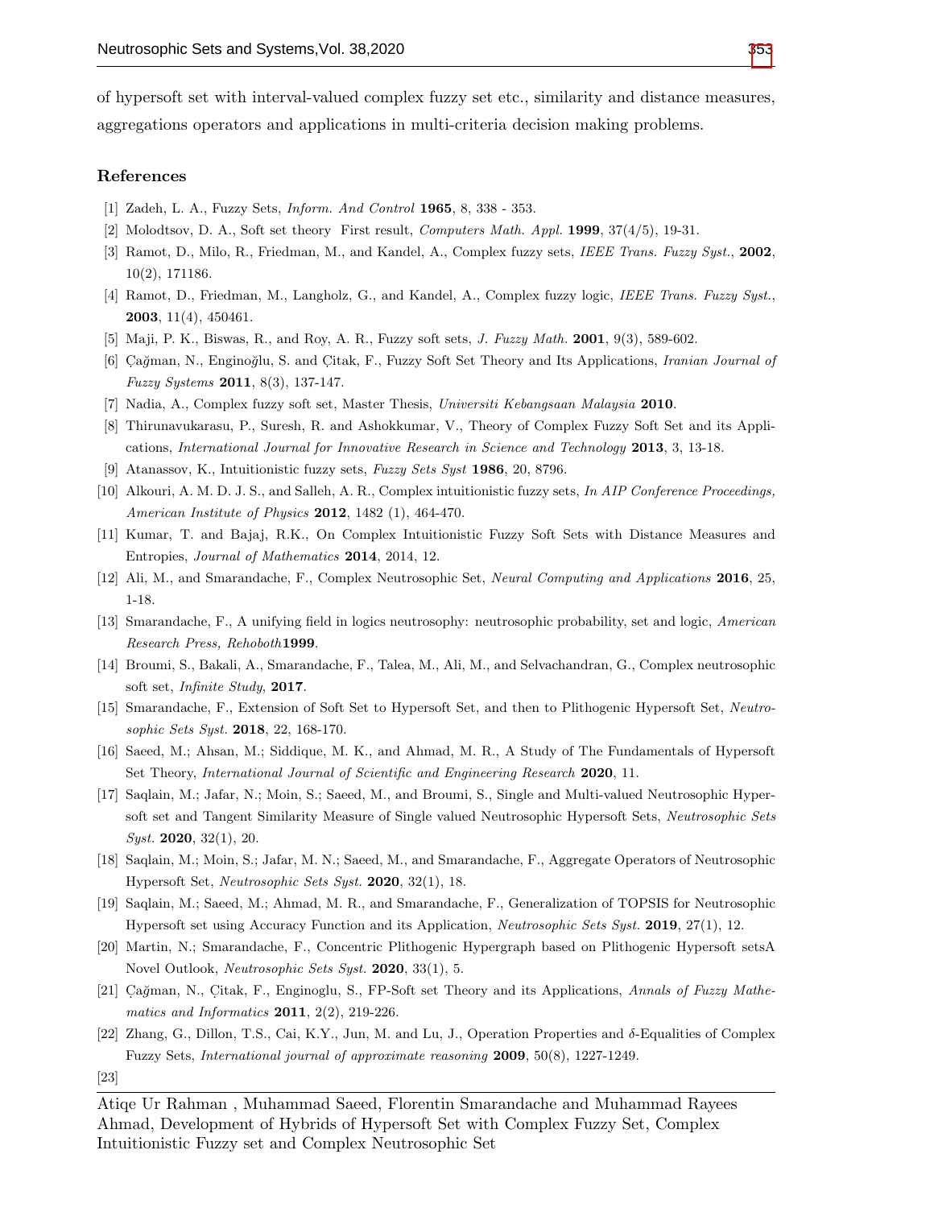of hypersoft set with interval-valued complex fuzzy set etc., similarity and distance measures, aggregations operators and applications in multi-criteria decision making problems.

## References

[1] Zadeh, L. A., Fuzzy Sets, *Inform. And Control* **1965**, 8, 338 - 353.

[2] Molodtsov, D. A., Soft set theory  First result, *Computers Math. Appl.* **1999**, 37(4/5), 19-31.

[3] Ramot, D., Milo, R., Friedman, M., and Kandel, A., Complex fuzzy sets, *IEEE Trans. Fuzzy Syst.*, **2002**, 10(2), 171186.

[4] Ramot, D., Friedman, M., Langholz, G., and Kandel, A., Complex fuzzy logic, *IEEE Trans. Fuzzy Syst.*, **2003**, 11(4), 450461.

[5] Maji, P. K., Biswas, R., and Roy, A. R., Fuzzy soft sets, *J. Fuzzy Math.* **2001**, 9(3), 589-602.

[6] Çağman, N., Enginoğlu, S. and Çitak, F., Fuzzy Soft Set Theory and Its Applications, *Iranian Journal of Fuzzy Systems* **2011**, 8(3), 137-147.

[7] Nadia, A., Complex fuzzy soft set, Master Thesis, *Universiti Kebangsaan Malaysia* **2010**.

[8] Thirunavukarasu, P., Suresh, R. and Ashokkumar, V., Theory of Complex Fuzzy Soft Set and its Applications, *International Journal for Innovative Research in Science and Technology* **2013**, 3, 13-18.

[9] Atanassov, K., Intuitionistic fuzzy sets, *Fuzzy Sets Syst* **1986**, 20, 8796.

[10] Alkouri, A. M. D. J. S., and Salleh, A. R., Complex intuitionistic fuzzy sets, *In AIP Conference Proceedings, American Institute of Physics* **2012**, 1482 (1), 464-470.

[11] Kumar, T. and Bajaj, R.K., On Complex Intuitionistic Fuzzy Soft Sets with Distance Measures and Entropies, *Journal of Mathematics* **2014**, 2014, 12.

[12] Ali, M., and Smarandache, F., Complex Neutrosophic Set, *Neural Computing and Applications* **2016**, 25, 1-18.

[13] Smarandache, F., A unifying field in logics neutrosophy: neutrosophic probability, set and logic, *American Research Press, Rehoboth***1999**.

[14] Broumi, S., Bakali, A., Smarandache, F., Talea, M., Ali, M., and Selvachandran, G., Complex neutrosophic soft set, *Infinite Study*, **2017**.

[15] Smarandache, F., Extension of Soft Set to Hypersoft Set, and then to Plithogenic Hypersoft Set, *Neutrosophic Sets Syst.* **2018**, 22, 168-170.

[16] Saeed, M.; Ahsan, M.; Siddique, M. K., and Ahmad, M. R., A Study of The Fundamentals of Hypersoft Set Theory, *International Journal of Scientific and Engineering Research* **2020**, 11.

[17] Saqlain, M.; Jafar, N.; Moin, S.; Saeed, M., and Broumi, S., Single and Multi-valued Neutrosophic Hypersoft set and Tangent Similarity Measure of Single valued Neutrosophic Hypersoft Sets, *Neutrosophic Sets Syst.* **2020**, 32(1), 20.

[18] Saqlain, M.; Moin, S.; Jafar, M. N.; Saeed, M., and Smarandache, F., Aggregate Operators of Neutrosophic Hypersoft Set, *Neutrosophic Sets Syst.* **2020**, 32(1), 18.

[19] Saqlain, M.; Saeed, M.; Ahmad, M. R., and Smarandache, F., Generalization of TOPSIS for Neutrosophic Hypersoft set using Accuracy Function and its Application, *Neutrosophic Sets Syst.* **2019**, 27(1), 12.

[20] Martin, N.; Smarandache, F., Concentric Plithogenic Hypergraph based on Plithogenic Hypersoft setsA Novel Outlook, *Neutrosophic Sets Syst.* **2020**, 33(1), 5.

[21] Çağman, N., Çitak, F., Enginoglu, S., FP-Soft set Theory and its Applications, *Annals of Fuzzy Mathematics and Informatics* **2011**, 2(2), 219-226.

[22] Zhang, G., Dillon, T.S., Cai, K.Y., Jun, M. and Lu, J., Operation Properties and $\delta$-Equalities of Complex Fuzzy Sets, *International journal of approximate reasoning* **2009**, 50(8), 1227-1249.

[23]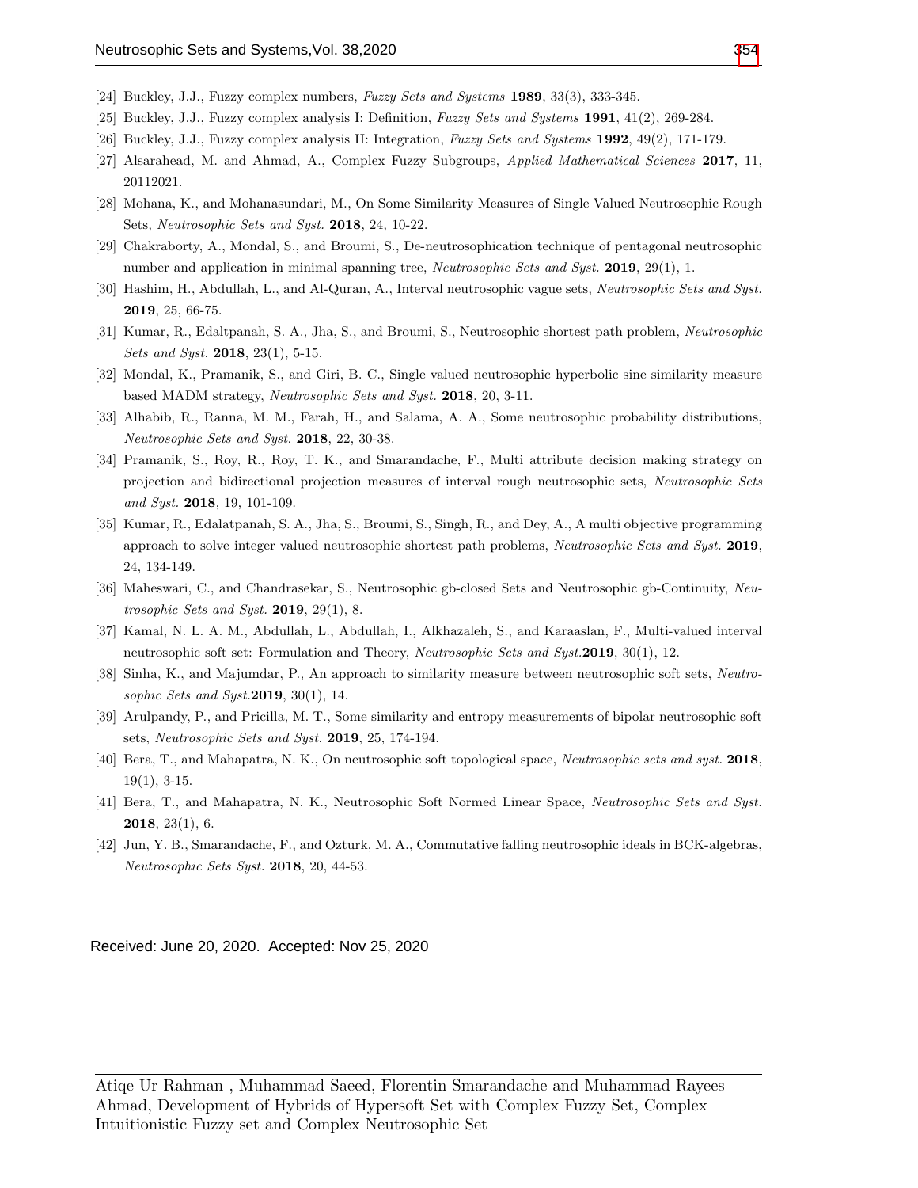[24] Buckley, J.J., Fuzzy complex numbers, *Fuzzy Sets and Systems* **1989**, 33(3), 333-345.

[25] Buckley, J.J., Fuzzy complex analysis I: Definition, *Fuzzy Sets and Systems* **1991**, 41(2), 269-284.

[26] Buckley, J.J., Fuzzy complex analysis II: Integration, *Fuzzy Sets and Systems* **1992**, 49(2), 171-179.

[27] Alsarahead, M. and Ahmad, A., Complex Fuzzy Subgroups, *Applied Mathematical Sciences* **2017**, 11, 20112021.

[28] Mohana, K., and Mohanasundari, M., On Some Similarity Measures of Single Valued Neutrosophic Rough Sets, *Neutrosophic Sets and Syst.* **2018**, 24, 10-22.

[29] Chakraborty, A., Mondal, S., and Broumi, S., De-neutrosophication technique of pentagonal neutrosophic number and application in minimal spanning tree, *Neutrosophic Sets and Syst.* **2019**, 29(1), 1.

[30] Hashim, H., Abdullah, L., and Al-Quran, A., Interval neutrosophic vague sets, *Neutrosophic Sets and Syst.* **2019**, 25, 66-75.

[31] Kumar, R., Edaltpanah, S. A., Jha, S., and Broumi, S., Neutrosophic shortest path problem, *Neutrosophic Sets and Syst.* **2018**, 23(1), 5-15.

[32] Mondal, K., Pramanik, S., and Giri, B. C., Single valued neutrosophic hyperbolic sine similarity measure based MADM strategy, *Neutrosophic Sets and Syst.* **2018**, 20, 3-11.

[33] Alhabib, R., Ranna, M. M., Farah, H., and Salama, A. A., Some neutrosophic probability distributions, *Neutrosophic Sets and Syst.* **2018**, 22, 30-38.

[34] Pramanik, S., Roy, R., Roy, T. K., and Smarandache, F., Multi attribute decision making strategy on projection and bidirectional projection measures of interval rough neutrosophic sets, *Neutrosophic Sets and Syst.* **2018**, 19, 101-109.

[35] Kumar, R., Edalatpanah, S. A., Jha, S., Broumi, S., Singh, R., and Dey, A., A multi objective programming approach to solve integer valued neutrosophic shortest path problems, *Neutrosophic Sets and Syst.* **2019**, 24, 134-149.

[36] Maheswari, C., and Chandrasekar, S., Neutrosophic gb-closed Sets and Neutrosophic gb-Continuity, *Neutrosophic Sets and Syst.* **2019**, 29(1), 8.

[37] Kamal, N. L. A. M., Abdullah, L., Abdullah, I., Alkhazaleh, S., and Karaaslan, F., Multi-valued interval neutrosophic soft set: Formulation and Theory, *Neutrosophic Sets and Syst.***2019**, 30(1), 12.

[38] Sinha, K., and Majumdar, P., An approach to similarity measure between neutrosophic soft sets, *Neutrosophic Sets and Syst.***2019**, 30(1), 14.

[39] Arulpandy, P., and Pricilla, M. T., Some similarity and entropy measurements of bipolar neutrosophic soft sets, *Neutrosophic Sets and Syst.* **2019**, 25, 174-194.

[40] Bera, T., and Mahapatra, N. K., On neutrosophic soft topological space, *Neutrosophic sets and syst.* **2018**, 19(1), 3-15.

[41] Bera, T., and Mahapatra, N. K., Neutrosophic Soft Normed Linear Space, *Neutrosophic Sets and Syst.* **2018**, 23(1), 6.

[42] Jun, Y. B., Smarandache, F., and Ozturk, M. A., Commutative falling neutrosophic ideals in BCK-algebras, *Neutrosophic Sets Syst.* **2018**, 20, 44-53.

Received: June 20, 2020. Accepted: Nov 25, 2020